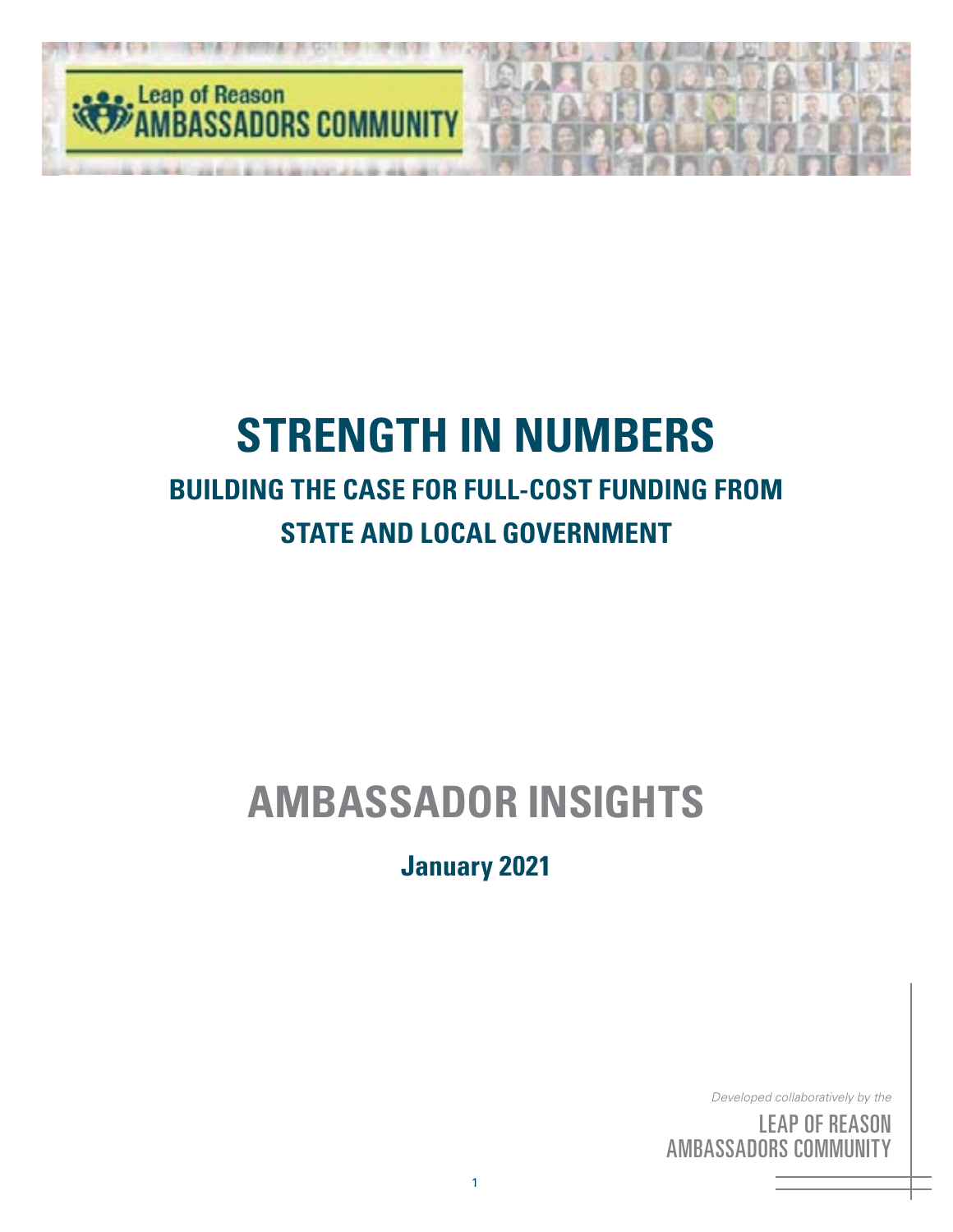Leap of Reason
AMBASSADORS COMMUNITY

# STRENGTH IN NUMBERS

## BUILDING THE CASE FOR FULL-COST FUNDING FROM STATE AND LOCAL GOVERNMENT

# AMBASSADOR INSIGHTS

**January 2021**

*Developed collaboratively by the*

LEAP OF REASON
AMBASSADORS COMMUNITY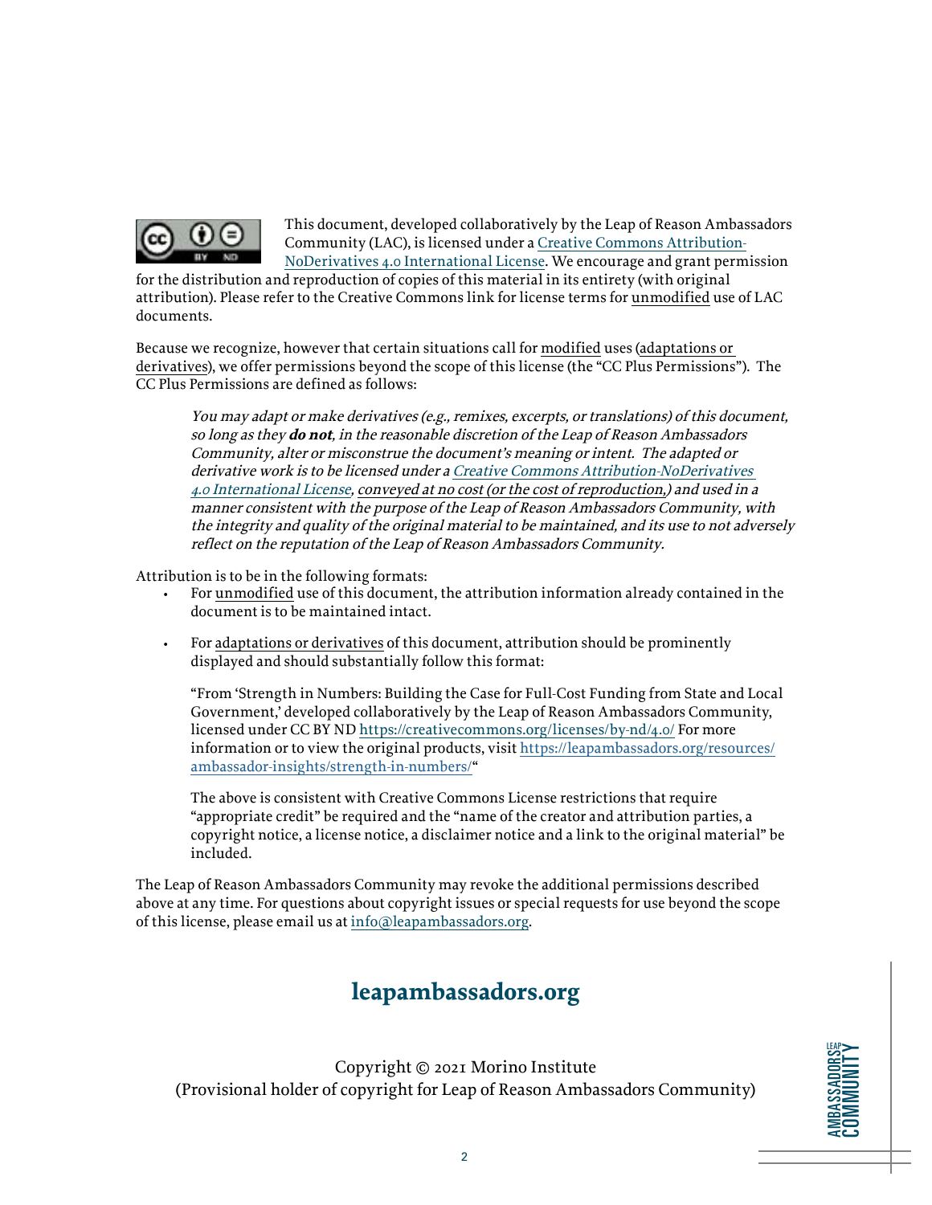This document, developed collaboratively by the Leap of Reason Ambassadors Community (LAC), is licensed under a Creative Commons Attribution-NoDerivatives 4.0 International License. We encourage and grant permission for the distribution and reproduction of copies of this material in its entirety (with original attribution). Please refer to the Creative Commons link for license terms for unmodified use of LAC documents.

Because we recognize, however that certain situations call for modified uses (adaptations or derivatives), we offer permissions beyond the scope of this license (the "CC Plus Permissions"). The CC Plus Permissions are defined as follows:

> *You may adapt or make derivatives (e.g., remixes, excerpts, or translations) of this document, so long as they* ***do not****, in the reasonable discretion of the Leap of Reason Ambassadors Community, alter or misconstrue the document's meaning or intent. The adapted or derivative work is to be licensed under a Creative Commons Attribution-NoDerivatives 4.0 International License, conveyed at no cost (or the cost of reproduction,) and used in a manner consistent with the purpose of the Leap of Reason Ambassadors Community, with the integrity and quality of the original material to be maintained, and its use to not adversely reflect on the reputation of the Leap of Reason Ambassadors Community.*

Attribution is to be in the following formats:

- For unmodified use of this document, the attribution information already contained in the document is to be maintained intact.
- For adaptations or derivatives of this document, attribution should be prominently displayed and should substantially follow this format:

  "From 'Strength in Numbers: Building the Case for Full-Cost Funding from State and Local Government,' developed collaboratively by the Leap of Reason Ambassadors Community, licensed under CC BY ND https://creativecommons.org/licenses/by-nd/4.0/ For more information or to view the original products, visit https://leapambassadors.org/resources/ambassador-insights/strength-in-numbers/"

  The above is consistent with Creative Commons License restrictions that require "appropriate credit" be required and the "name of the creator and attribution parties, a copyright notice, a license notice, a disclaimer notice and a link to the original material" be included.

The Leap of Reason Ambassadors Community may revoke the additional permissions described above at any time. For questions about copyright issues or special requests for use beyond the scope of this license, please email us at info@leapambassadors.org.

**leapambassadors.org**

Copyright © 2021 Morino Institute
(Provisional holder of copyright for Leap of Reason Ambassadors Community)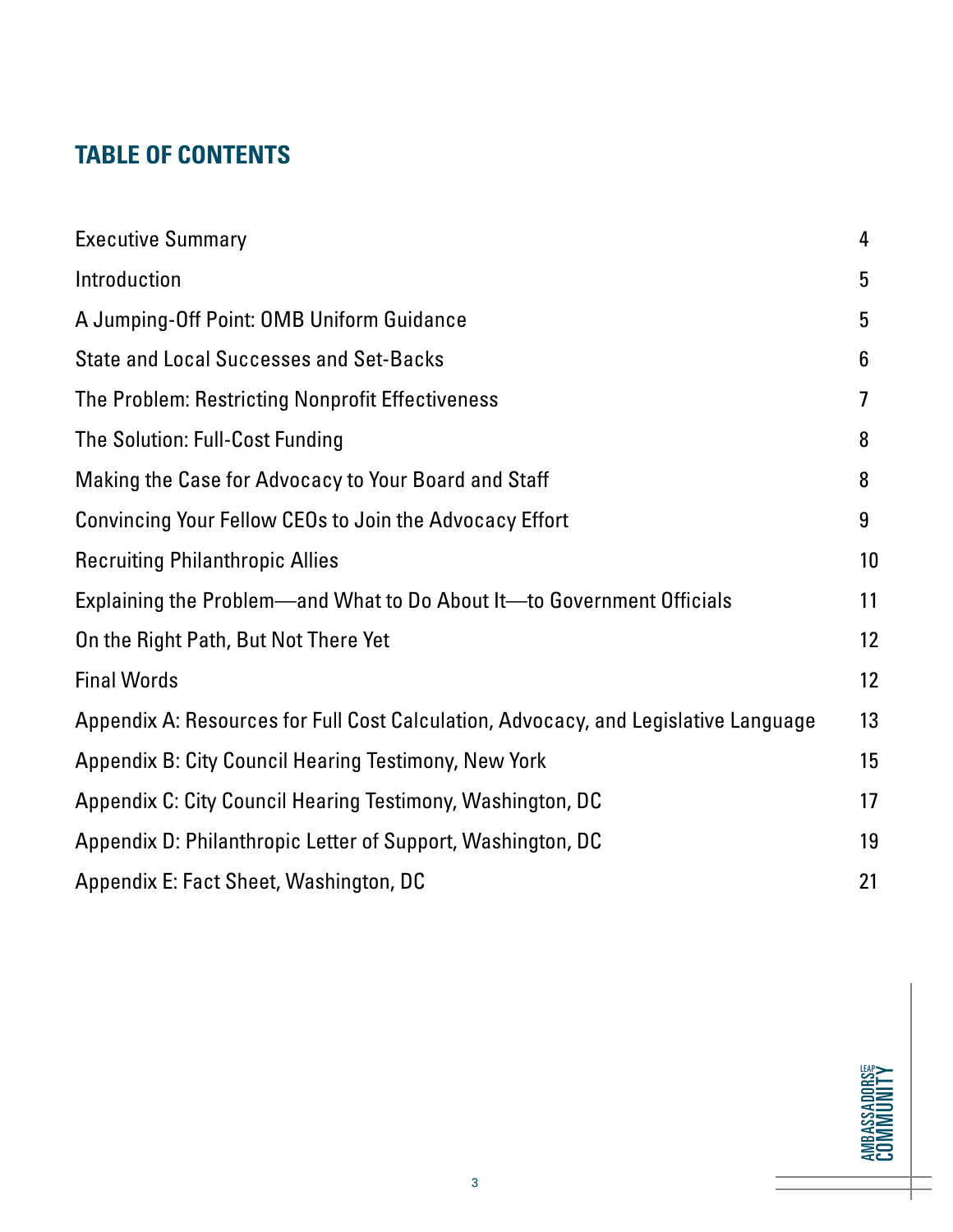## TABLE OF CONTENTS

| | |
|---|---|
| Executive Summary | 4 |
| Introduction | 5 |
| A Jumping-Off Point: OMB Uniform Guidance | 5 |
| State and Local Successes and Set-Backs | 6 |
| The Problem: Restricting Nonprofit Effectiveness | 7 |
| The Solution: Full-Cost Funding | 8 |
| Making the Case for Advocacy to Your Board and Staff | 8 |
| Convincing Your Fellow CEOs to Join the Advocacy Effort | 9 |
| Recruiting Philanthropic Allies | 10 |
| Explaining the Problem—and What to Do About It—to Government Officials | 11 |
| On the Right Path, But Not There Yet | 12 |
| Final Words | 12 |
| Appendix A: Resources for Full Cost Calculation, Advocacy, and Legislative Language | 13 |
| Appendix B: City Council Hearing Testimony, New York | 15 |
| Appendix C: City Council Hearing Testimony, Washington, DC | 17 |
| Appendix D: Philanthropic Letter of Support, Washington, DC | 19 |
| Appendix E: Fact Sheet, Washington, DC | 21 |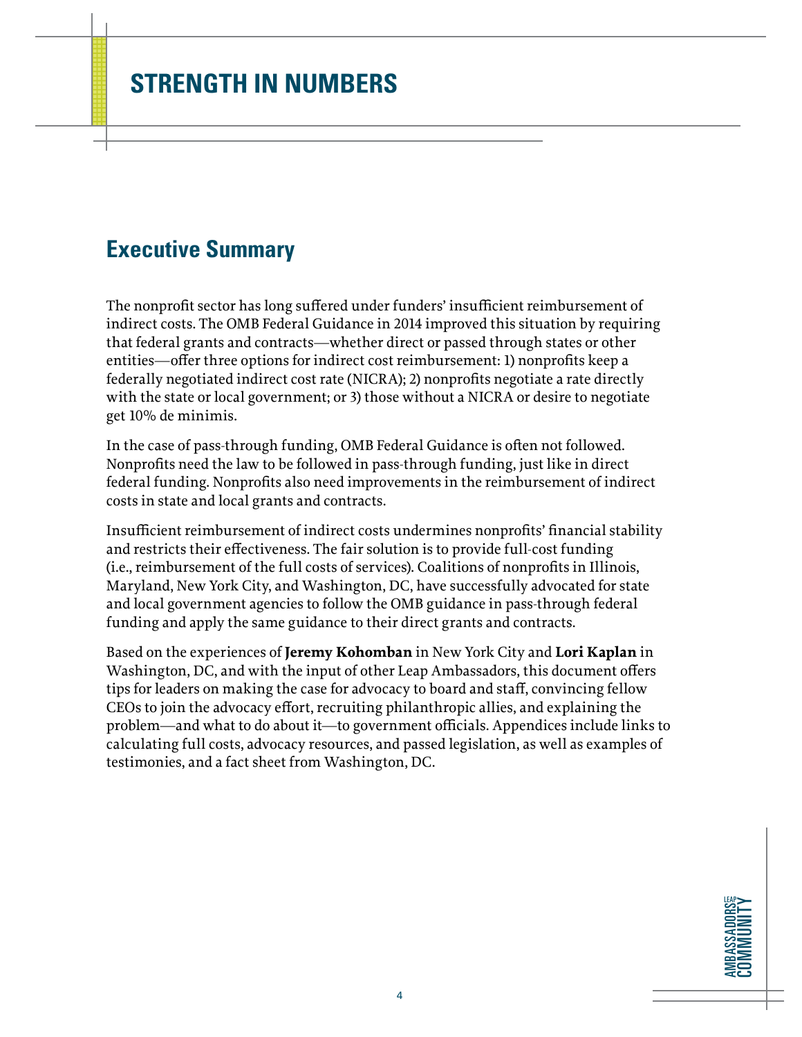# STRENGTH IN NUMBERS

## Executive Summary

The nonprofit sector has long suffered under funders' insufficient reimbursement of indirect costs. The OMB Federal Guidance in 2014 improved this situation by requiring that federal grants and contracts—whether direct or passed through states or other entities—offer three options for indirect cost reimbursement: 1) nonprofits keep a federally negotiated indirect cost rate (NICRA); 2) nonprofits negotiate a rate directly with the state or local government; or 3) those without a NICRA or desire to negotiate get 10% de minimis.

In the case of pass-through funding, OMB Federal Guidance is often not followed. Nonprofits need the law to be followed in pass-through funding, just like in direct federal funding. Nonprofits also need improvements in the reimbursement of indirect costs in state and local grants and contracts.

Insufficient reimbursement of indirect costs undermines nonprofits' financial stability and restricts their effectiveness. The fair solution is to provide full-cost funding (i.e., reimbursement of the full costs of services). Coalitions of nonprofits in Illinois, Maryland, New York City, and Washington, DC, have successfully advocated for state and local government agencies to follow the OMB guidance in pass-through federal funding and apply the same guidance to their direct grants and contracts.

Based on the experiences of **Jeremy Kohomban** in New York City and **Lori Kaplan** in Washington, DC, and with the input of other Leap Ambassadors, this document offers tips for leaders on making the case for advocacy to board and staff, convincing fellow CEOs to join the advocacy effort, recruiting philanthropic allies, and explaining the problem—and what to do about it—to government officials. Appendices include links to calculating full costs, advocacy resources, and passed legislation, as well as examples of testimonies, and a fact sheet from Washington, DC.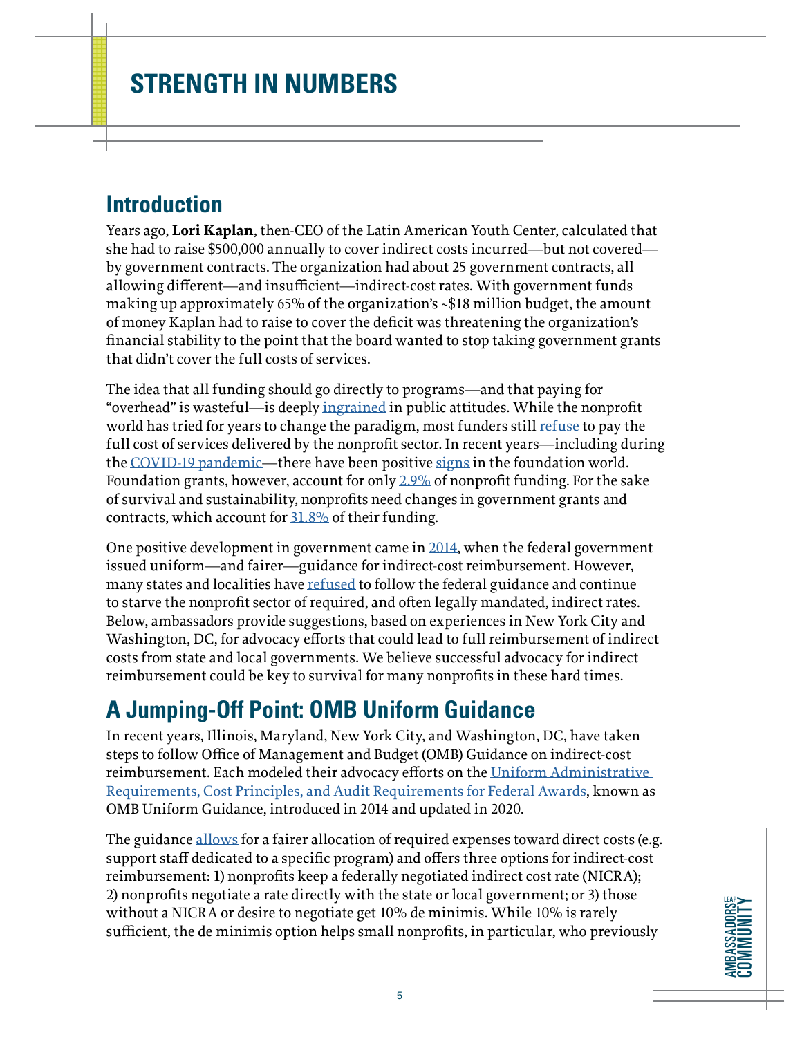# STRENGTH IN NUMBERS

## Introduction

Years ago, **Lori Kaplan**, then-CEO of the Latin American Youth Center, calculated that she had to raise $500,000 annually to cover indirect costs incurred—but not covered—by government contracts. The organization had about 25 government contracts, all allowing different—and insufficient—indirect-cost rates. With government funds making up approximately 65% of the organization's ~$18 million budget, the amount of money Kaplan had to raise to cover the deficit was threatening the organization's financial stability to the point that the board wanted to stop taking government grants that didn't cover the full costs of services.

The idea that all funding should go directly to programs—and that paying for "overhead" is wasteful—is deeply ingrained in public attitudes. While the nonprofit world has tried for years to change the paradigm, most funders still refuse to pay the full cost of services delivered by the nonprofit sector. In recent years—including during the COVID-19 pandemic—there have been positive signs in the foundation world. Foundation grants, however, account for only 2.9% of nonprofit funding. For the sake of survival and sustainability, nonprofits need changes in government grants and contracts, which account for 31.8% of their funding.

One positive development in government came in 2014, when the federal government issued uniform—and fairer—guidance for indirect-cost reimbursement. However, many states and localities have refused to follow the federal guidance and continue to starve the nonprofit sector of required, and often legally mandated, indirect rates. Below, ambassadors provide suggestions, based on experiences in New York City and Washington, DC, for advocacy efforts that could lead to full reimbursement of indirect costs from state and local governments. We believe successful advocacy for indirect reimbursement could be key to survival for many nonprofits in these hard times.

## A Jumping-Off Point: OMB Uniform Guidance

In recent years, Illinois, Maryland, New York City, and Washington, DC, have taken steps to follow Office of Management and Budget (OMB) Guidance on indirect-cost reimbursement. Each modeled their advocacy efforts on the Uniform Administrative Requirements, Cost Principles, and Audit Requirements for Federal Awards, known as OMB Uniform Guidance, introduced in 2014 and updated in 2020.

The guidance allows for a fairer allocation of required expenses toward direct costs (e.g. support staff dedicated to a specific program) and offers three options for indirect-cost reimbursement: 1) nonprofits keep a federally negotiated indirect cost rate (NICRA); 2) nonprofits negotiate a rate directly with the state or local government; or 3) those without a NICRA or desire to negotiate get 10% de minimis. While 10% is rarely sufficient, the de minimis option helps small nonprofits, in particular, who previously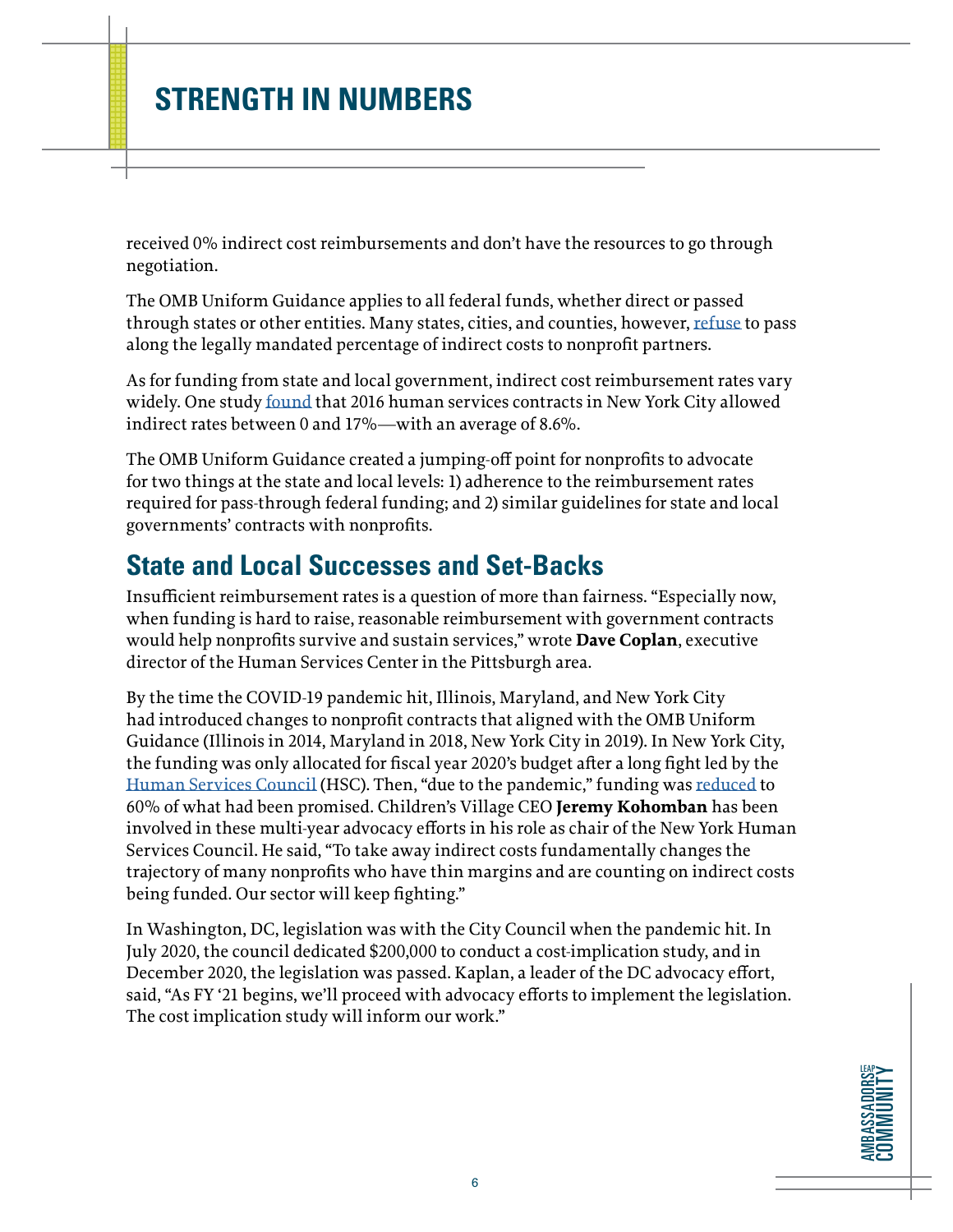received 0% indirect cost reimbursements and don't have the resources to go through negotiation.

The OMB Uniform Guidance applies to all federal funds, whether direct or passed through states or other entities. Many states, cities, and counties, however, refuse to pass along the legally mandated percentage of indirect costs to nonprofit partners.

As for funding from state and local government, indirect cost reimbursement rates vary widely. One study found that 2016 human services contracts in New York City allowed indirect rates between 0 and 17%—with an average of 8.6%.

The OMB Uniform Guidance created a jumping-off point for nonprofits to advocate for two things at the state and local levels: 1) adherence to the reimbursement rates required for pass-through federal funding; and 2) similar guidelines for state and local governments' contracts with nonprofits.

## State and Local Successes and Set-Backs

Insufficient reimbursement rates is a question of more than fairness. "Especially now, when funding is hard to raise, reasonable reimbursement with government contracts would help nonprofits survive and sustain services," wrote **Dave Coplan**, executive director of the Human Services Center in the Pittsburgh area.

By the time the COVID-19 pandemic hit, Illinois, Maryland, and New York City had introduced changes to nonprofit contracts that aligned with the OMB Uniform Guidance (Illinois in 2014, Maryland in 2018, New York City in 2019). In New York City, the funding was only allocated for fiscal year 2020's budget after a long fight led by the Human Services Council (HSC). Then, "due to the pandemic," funding was reduced to 60% of what had been promised. Children's Village CEO **Jeremy Kohomban** has been involved in these multi-year advocacy efforts in his role as chair of the New York Human Services Council. He said, "To take away indirect costs fundamentally changes the trajectory of many nonprofits who have thin margins and are counting on indirect costs being funded. Our sector will keep fighting."

In Washington, DC, legislation was with the City Council when the pandemic hit. In July 2020, the council dedicated $200,000 to conduct a cost-implication study, and in December 2020, the legislation was passed. Kaplan, a leader of the DC advocacy effort, said, "As FY '21 begins, we'll proceed with advocacy efforts to implement the legislation. The cost implication study will inform our work."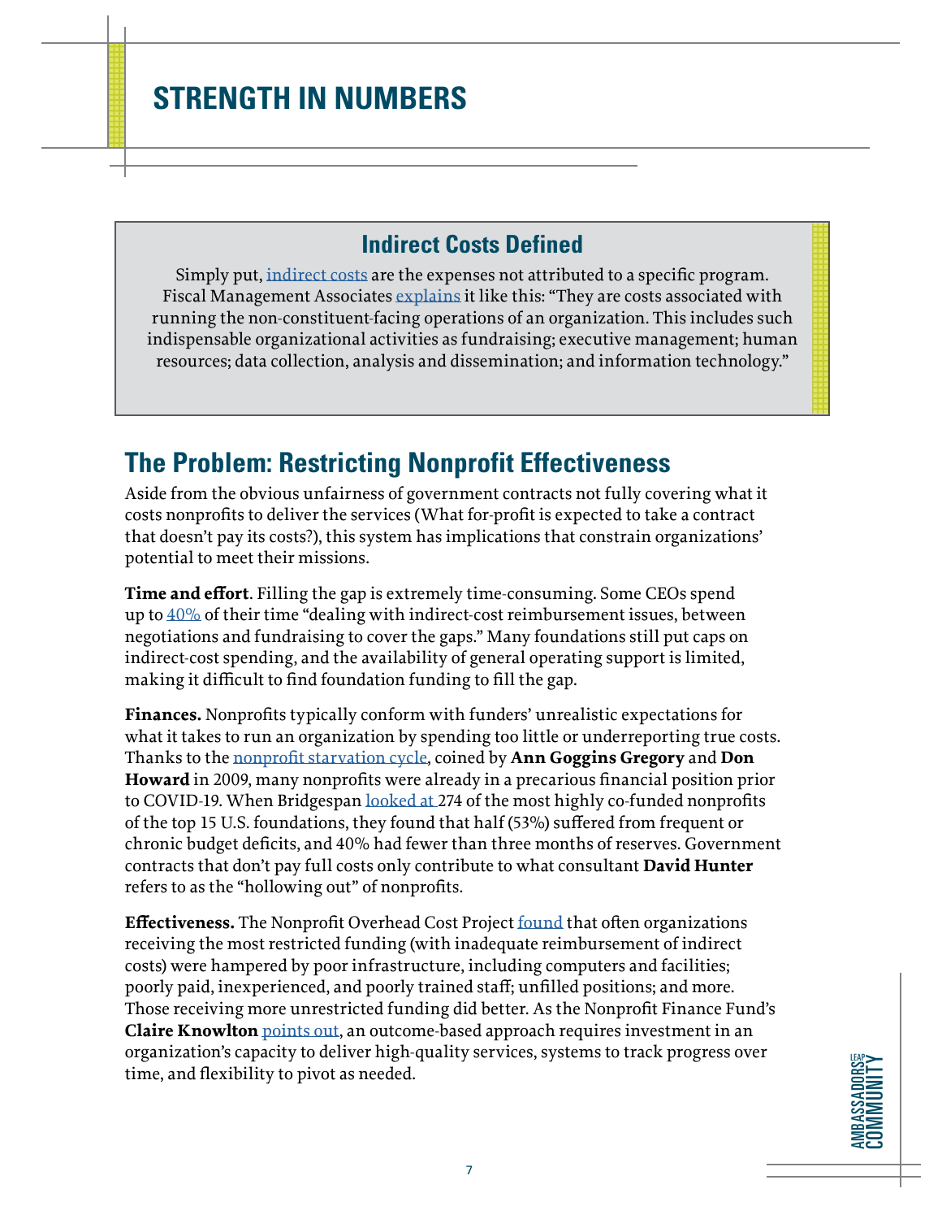## STRENGTH IN NUMBERS

### Indirect Costs Defined

Simply put, indirect costs are the expenses not attributed to a specific program. Fiscal Management Associates explains it like this: "They are costs associated with running the non-constituent-facing operations of an organization. This includes such indispensable organizational activities as fundraising; executive management; human resources; data collection, analysis and dissemination; and information technology."

## The Problem: Restricting Nonprofit Effectiveness

Aside from the obvious unfairness of government contracts not fully covering what it costs nonprofits to deliver the services (What for-profit is expected to take a contract that doesn't pay its costs?), this system has implications that constrain organizations' potential to meet their missions.

**Time and effort**. Filling the gap is extremely time-consuming. Some CEOs spend up to 40% of their time "dealing with indirect-cost reimbursement issues, between negotiations and fundraising to cover the gaps." Many foundations still put caps on indirect-cost spending, and the availability of general operating support is limited, making it difficult to find foundation funding to fill the gap.

**Finances.** Nonprofits typically conform with funders' unrealistic expectations for what it takes to run an organization by spending too little or underreporting true costs. Thanks to the nonprofit starvation cycle, coined by **Ann Goggins Gregory** and **Don Howard** in 2009, many nonprofits were already in a precarious financial position prior to COVID-19. When Bridgespan looked at 274 of the most highly co-funded nonprofits of the top 15 U.S. foundations, they found that half (53%) suffered from frequent or chronic budget deficits, and 40% had fewer than three months of reserves. Government contracts that don't pay full costs only contribute to what consultant **David Hunter** refers to as the "hollowing out" of nonprofits.

**Effectiveness.** The Nonprofit Overhead Cost Project found that often organizations receiving the most restricted funding (with inadequate reimbursement of indirect costs) were hampered by poor infrastructure, including computers and facilities; poorly paid, inexperienced, and poorly trained staff; unfilled positions; and more. Those receiving more unrestricted funding did better. As the Nonprofit Finance Fund's **Claire Knowlton** points out, an outcome-based approach requires investment in an organization's capacity to deliver high-quality services, systems to track progress over time, and flexibility to pivot as needed.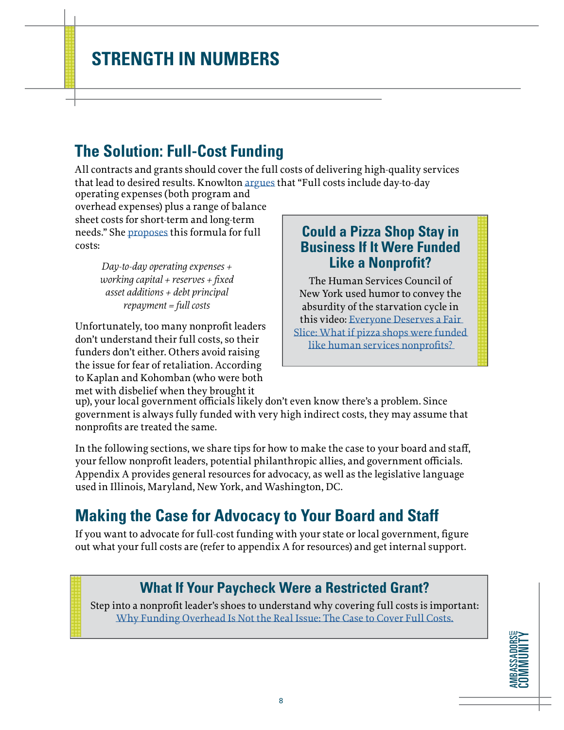# STRENGTH IN NUMBERS

## The Solution: Full-Cost Funding

All contracts and grants should cover the full costs of delivering high-quality services that lead to desired results. Knowlton argues that "Full costs include day-to-day operating expenses (both program and overhead expenses) plus a range of balance sheet costs for short-term and long-term needs." She proposes this formula for full costs:

> *Day-to-day operating expenses + working capital + reserves + fixed asset additions + debt principal repayment = full costs*

Unfortunately, too many nonprofit leaders don't understand their full costs, so their funders don't either. Others avoid raising the issue for fear of retaliation. According to Kaplan and Kohomban (who were both met with disbelief when they brought it up), your local government officials likely don't even know there's a problem. Since government is always fully funded with very high indirect costs, they may assume that nonprofits are treated the same.

### Could a Pizza Shop Stay in Business If It Were Funded Like a Nonprofit?

The Human Services Council of New York used humor to convey the absurdity of the starvation cycle in this video: Everyone Deserves a Fair Slice: What if pizza shops were funded like human services nonprofits?

In the following sections, we share tips for how to make the case to your board and staff, your fellow nonprofit leaders, potential philanthropic allies, and government officials. Appendix A provides general resources for advocacy, as well as the legislative language used in Illinois, Maryland, New York, and Washington, DC.

## Making the Case for Advocacy to Your Board and Staff

If you want to advocate for full-cost funding with your state or local government, figure out what your full costs are (refer to appendix A for resources) and get internal support.

### What If Your Paycheck Were a Restricted Grant?

Step into a nonprofit leader's shoes to understand why covering full costs is important: Why Funding Overhead Is Not the Real Issue: The Case to Cover Full Costs.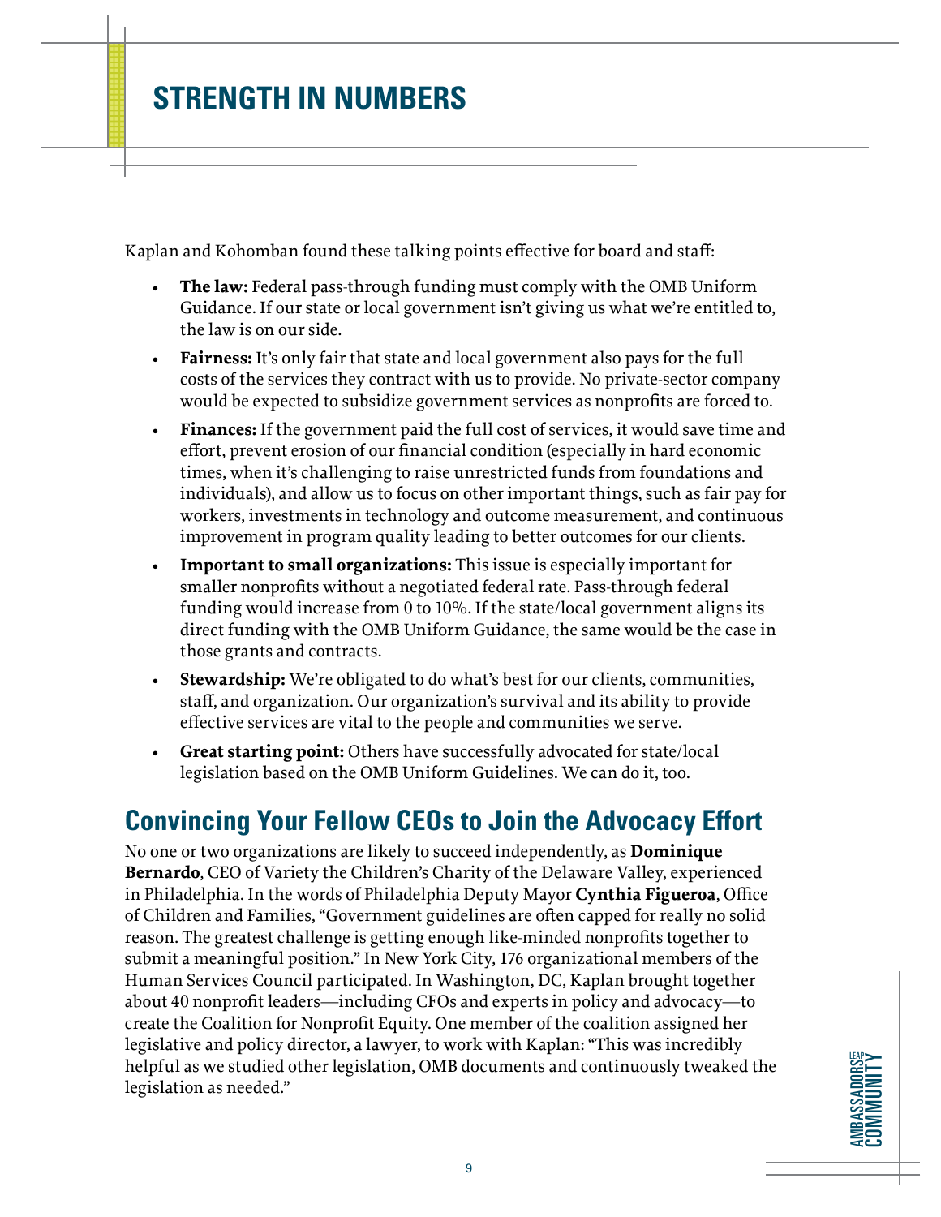# STRENGTH IN NUMBERS

Kaplan and Kohomban found these talking points effective for board and staff:

- **The law:** Federal pass-through funding must comply with the OMB Uniform Guidance. If our state or local government isn't giving us what we're entitled to, the law is on our side.
- **Fairness:** It's only fair that state and local government also pays for the full costs of the services they contract with us to provide. No private-sector company would be expected to subsidize government services as nonprofits are forced to.
- **Finances:** If the government paid the full cost of services, it would save time and effort, prevent erosion of our financial condition (especially in hard economic times, when it's challenging to raise unrestricted funds from foundations and individuals), and allow us to focus on other important things, such as fair pay for workers, investments in technology and outcome measurement, and continuous improvement in program quality leading to better outcomes for our clients.
- **Important to small organizations:** This issue is especially important for smaller nonprofits without a negotiated federal rate. Pass-through federal funding would increase from 0 to 10%. If the state/local government aligns its direct funding with the OMB Uniform Guidance, the same would be the case in those grants and contracts.
- **Stewardship:** We're obligated to do what's best for our clients, communities, staff, and organization. Our organization's survival and its ability to provide effective services are vital to the people and communities we serve.
- **Great starting point:** Others have successfully advocated for state/local legislation based on the OMB Uniform Guidelines. We can do it, too.

## Convincing Your Fellow CEOs to Join the Advocacy Effort

No one or two organizations are likely to succeed independently, as **Dominique Bernardo**, CEO of Variety the Children's Charity of the Delaware Valley, experienced in Philadelphia. In the words of Philadelphia Deputy Mayor **Cynthia Figueroa**, Office of Children and Families, "Government guidelines are often capped for really no solid reason. The greatest challenge is getting enough like-minded nonprofits together to submit a meaningful position." In New York City, 176 organizational members of the Human Services Council participated. In Washington, DC, Kaplan brought together about 40 nonprofit leaders—including CFOs and experts in policy and advocacy—to create the Coalition for Nonprofit Equity. One member of the coalition assigned her legislative and policy director, a lawyer, to work with Kaplan: "This was incredibly helpful as we studied other legislation, OMB documents and continuously tweaked the legislation as needed."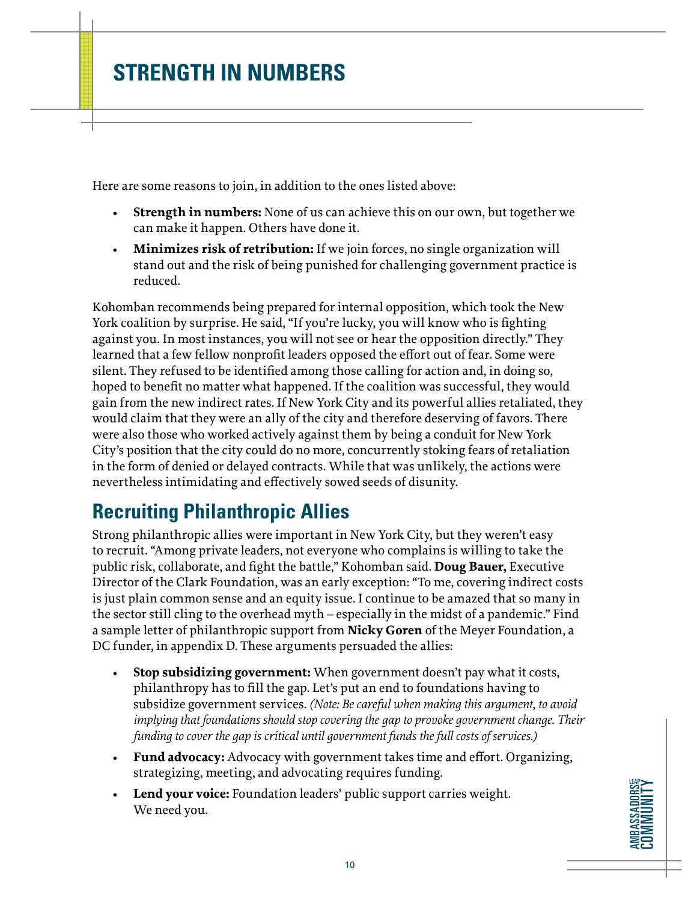# STRENGTH IN NUMBERS

Here are some reasons to join, in addition to the ones listed above:

- **Strength in numbers:** None of us can achieve this on our own, but together we can make it happen. Others have done it.
- **Minimizes risk of retribution:** If we join forces, no single organization will stand out and the risk of being punished for challenging government practice is reduced.

Kohomban recommends being prepared for internal opposition, which took the New York coalition by surprise. He said, "If you're lucky, you will know who is fighting against you. In most instances, you will not see or hear the opposition directly." They learned that a few fellow nonprofit leaders opposed the effort out of fear. Some were silent. They refused to be identified among those calling for action and, in doing so, hoped to benefit no matter what happened. If the coalition was successful, they would gain from the new indirect rates. If New York City and its powerful allies retaliated, they would claim that they were an ally of the city and therefore deserving of favors. There were also those who worked actively against them by being a conduit for New York City's position that the city could do no more, concurrently stoking fears of retaliation in the form of denied or delayed contracts. While that was unlikely, the actions were nevertheless intimidating and effectively sowed seeds of disunity.

## Recruiting Philanthropic Allies

Strong philanthropic allies were important in New York City, but they weren't easy to recruit. "Among private leaders, not everyone who complains is willing to take the public risk, collaborate, and fight the battle," Kohomban said. **Doug Bauer,** Executive Director of the Clark Foundation, was an early exception: "To me, covering indirect costs is just plain common sense and an equity issue. I continue to be amazed that so many in the sector still cling to the overhead myth – especially in the midst of a pandemic." Find a sample letter of philanthropic support from **Nicky Goren** of the Meyer Foundation, a DC funder, in appendix D. These arguments persuaded the allies:

- **Stop subsidizing government:** When government doesn't pay what it costs, philanthropy has to fill the gap. Let's put an end to foundations having to subsidize government services. *(Note: Be careful when making this argument, to avoid implying that foundations should stop covering the gap to provoke government change. Their funding to cover the gap is critical until government funds the full costs of services.)*
- **Fund advocacy:** Advocacy with government takes time and effort. Organizing, strategizing, meeting, and advocating requires funding.
- **Lend your voice:** Foundation leaders' public support carries weight. We need you.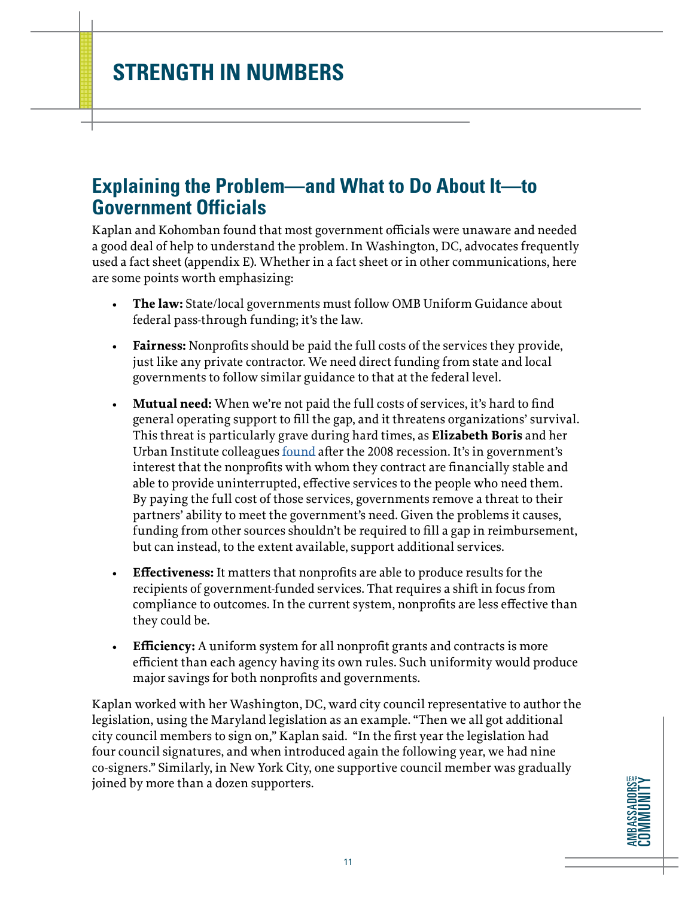## Explaining the Problem—and What to Do About It—to Government Officials

Kaplan and Kohomban found that most government officials were unaware and needed a good deal of help to understand the problem. In Washington, DC, advocates frequently used a fact sheet (appendix E). Whether in a fact sheet or in other communications, here are some points worth emphasizing:

- **The law:** State/local governments must follow OMB Uniform Guidance about federal pass-through funding; it's the law.
- **Fairness:** Nonprofits should be paid the full costs of the services they provide, just like any private contractor. We need direct funding from state and local governments to follow similar guidance to that at the federal level.
- **Mutual need:** When we're not paid the full costs of services, it's hard to find general operating support to fill the gap, and it threatens organizations' survival. This threat is particularly grave during hard times, as **Elizabeth Boris** and her Urban Institute colleagues found after the 2008 recession. It's in government's interest that the nonprofits with whom they contract are financially stable and able to provide uninterrupted, effective services to the people who need them. By paying the full cost of those services, governments remove a threat to their partners' ability to meet the government's need. Given the problems it causes, funding from other sources shouldn't be required to fill a gap in reimbursement, but can instead, to the extent available, support additional services.
- **Effectiveness:** It matters that nonprofits are able to produce results for the recipients of government-funded services. That requires a shift in focus from compliance to outcomes. In the current system, nonprofits are less effective than they could be.
- **Efficiency:** A uniform system for all nonprofit grants and contracts is more efficient than each agency having its own rules. Such uniformity would produce major savings for both nonprofits and governments.

Kaplan worked with her Washington, DC, ward city council representative to author the legislation, using the Maryland legislation as an example. "Then we all got additional city council members to sign on," Kaplan said. "In the first year the legislation had four council signatures, and when introduced again the following year, we had nine co-signers." Similarly, in New York City, one supportive council member was gradually joined by more than a dozen supporters.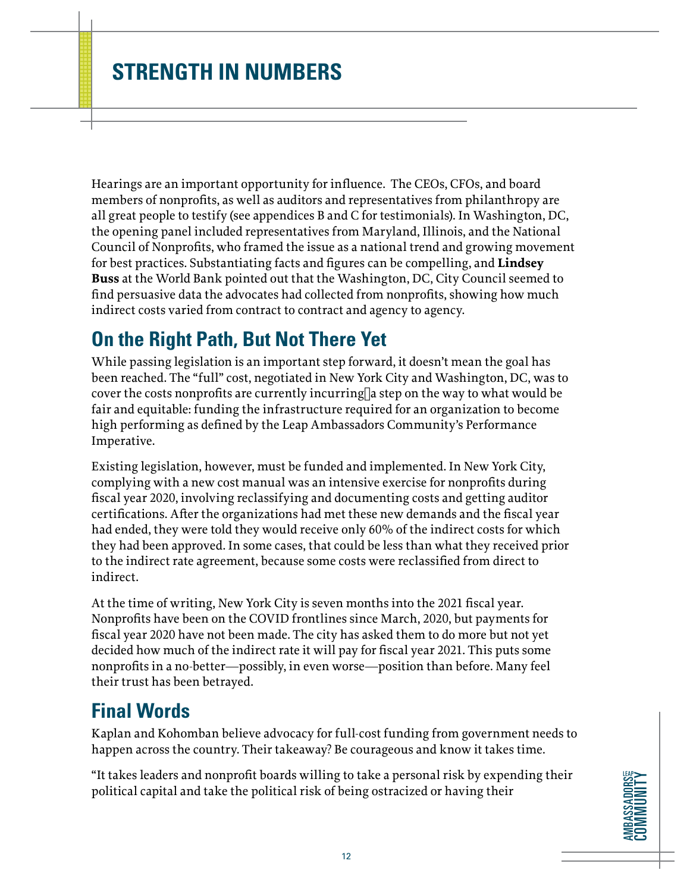## STRENGTH IN NUMBERS

Hearings are an important opportunity for influence. The CEOs, CFOs, and board members of nonprofits, as well as auditors and representatives from philanthropy are all great people to testify (see appendices B and C for testimonials). In Washington, DC, the opening panel included representatives from Maryland, Illinois, and the National Council of Nonprofits, who framed the issue as a national trend and growing movement for best practices. Substantiating facts and figures can be compelling, and **Lindsey Buss** at the World Bank pointed out that the Washington, DC, City Council seemed to find persuasive data the advocates had collected from nonprofits, showing how much indirect costs varied from contract to contract and agency to agency.

## On the Right Path, But Not There Yet

While passing legislation is an important step forward, it doesn't mean the goal has been reached. The "full" cost, negotiated in New York City and Washington, DC, was to cover the costs nonprofits are currently incurring—a step on the way to what would be fair and equitable: funding the infrastructure required for an organization to become high performing as defined by the Leap Ambassadors Community's Performance Imperative.

Existing legislation, however, must be funded and implemented. In New York City, complying with a new cost manual was an intensive exercise for nonprofits during fiscal year 2020, involving reclassifying and documenting costs and getting auditor certifications. After the organizations had met these new demands and the fiscal year had ended, they were told they would receive only 60% of the indirect costs for which they had been approved. In some cases, that could be less than what they received prior to the indirect rate agreement, because some costs were reclassified from direct to indirect.

At the time of writing, New York City is seven months into the 2021 fiscal year. Nonprofits have been on the COVID frontlines since March, 2020, but payments for fiscal year 2020 have not been made. The city has asked them to do more but not yet decided how much of the indirect rate it will pay for fiscal year 2021. This puts some nonprofits in a no-better—possibly, in even worse—position than before. Many feel their trust has been betrayed.

## Final Words

Kaplan and Kohomban believe advocacy for full-cost funding from government needs to happen across the country. Their takeaway? Be courageous and know it takes time.

"It takes leaders and nonprofit boards willing to take a personal risk by expending their political capital and take the political risk of being ostracized or having their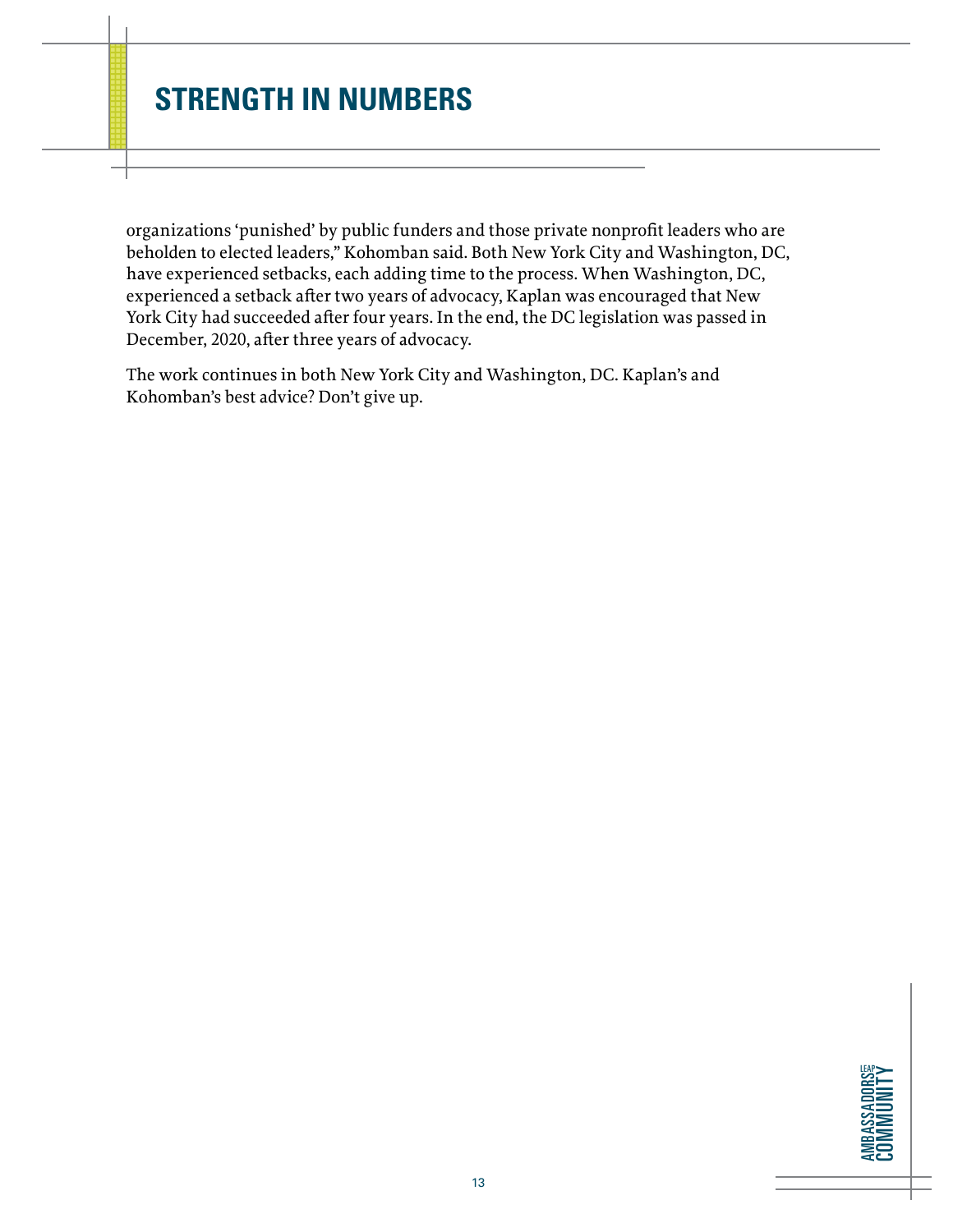organizations 'punished' by public funders and those private nonprofit leaders who are beholden to elected leaders," Kohomban said. Both New York City and Washington, DC, have experienced setbacks, each adding time to the process. When Washington, DC, experienced a setback after two years of advocacy, Kaplan was encouraged that New York City had succeeded after four years. In the end, the DC legislation was passed in December, 2020, after three years of advocacy.

The work continues in both New York City and Washington, DC. Kaplan's and Kohomban's best advice? Don't give up.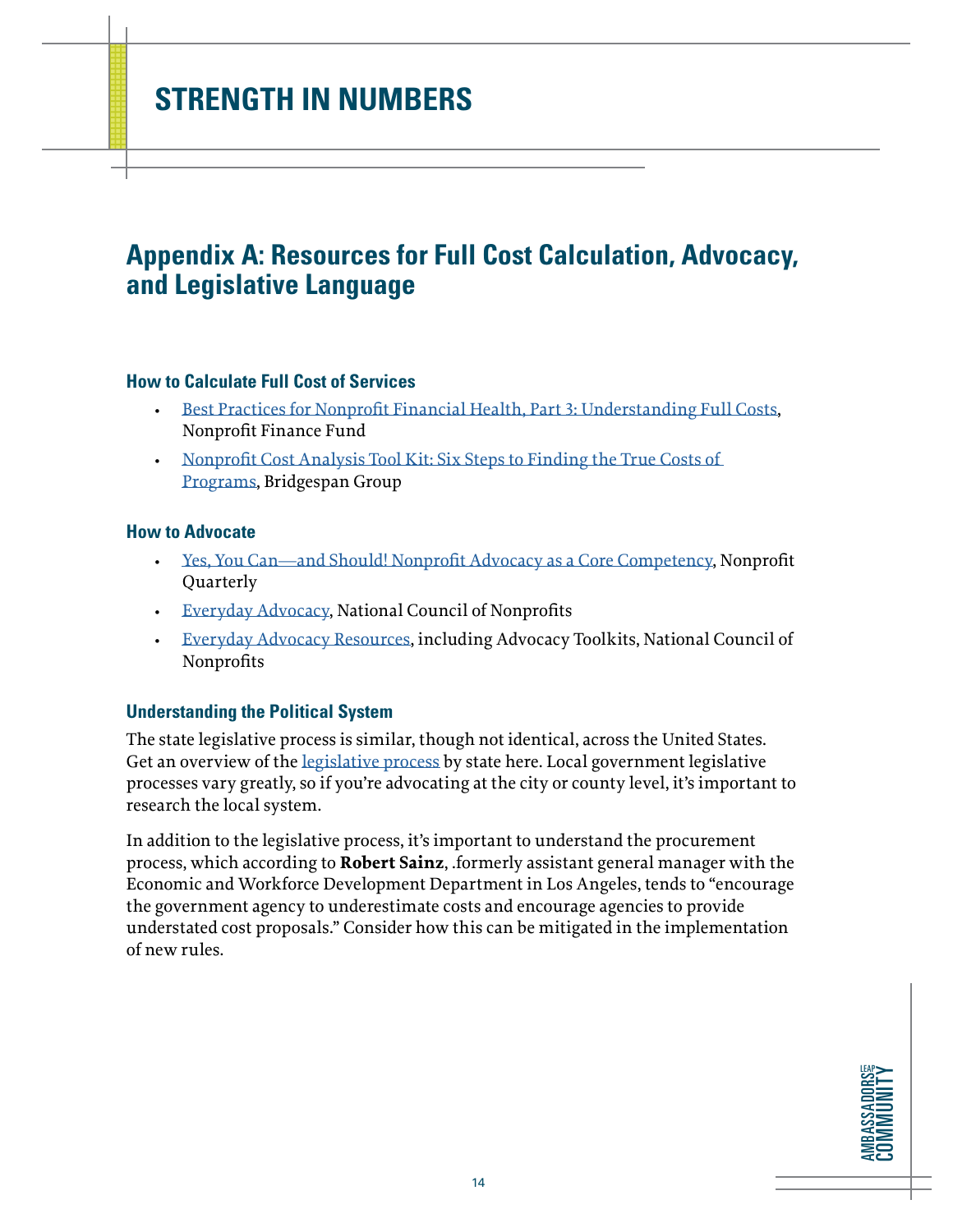## Appendix A: Resources for Full Cost Calculation, Advocacy, and Legislative Language

### How to Calculate Full Cost of Services

- Best Practices for Nonprofit Financial Health, Part 3: Understanding Full Costs, Nonprofit Finance Fund
- Nonprofit Cost Analysis Tool Kit: Six Steps to Finding the True Costs of Programs, Bridgespan Group

### How to Advocate

- Yes, You Can—and Should! Nonprofit Advocacy as a Core Competency, Nonprofit Quarterly
- Everyday Advocacy, National Council of Nonprofits
- Everyday Advocacy Resources, including Advocacy Toolkits, National Council of Nonprofits

### Understanding the Political System

The state legislative process is similar, though not identical, across the United States. Get an overview of the legislative process by state here. Local government legislative processes vary greatly, so if you're advocating at the city or county level, it's important to research the local system.

In addition to the legislative process, it's important to understand the procurement process, which according to **Robert Sainz**, .formerly assistant general manager with the Economic and Workforce Development Department in Los Angeles, tends to "encourage the government agency to underestimate costs and encourage agencies to provide understated cost proposals." Consider how this can be mitigated in the implementation of new rules.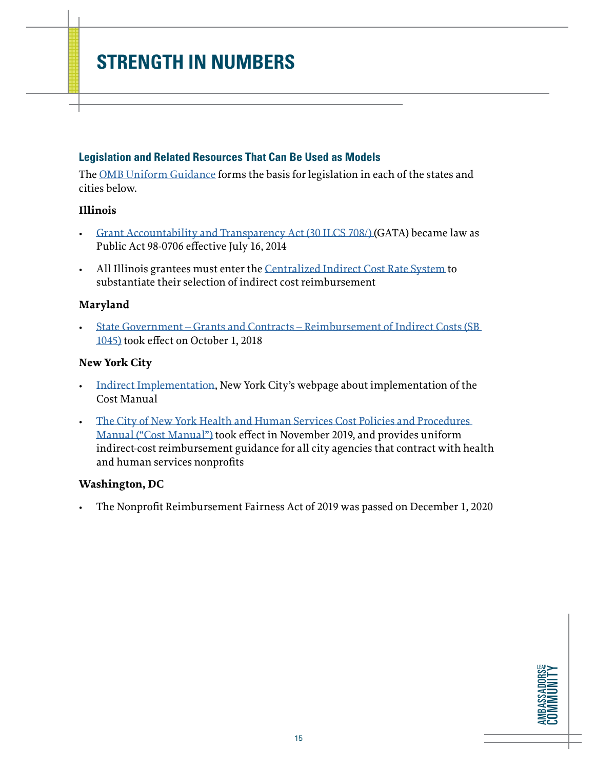# STRENGTH IN NUMBERS

## Legislation and Related Resources That Can Be Used as Models

The OMB Uniform Guidance forms the basis for legislation in each of the states and cities below.

**Illinois**

- Grant Accountability and Transparency Act (30 ILCS 708/) (GATA) became law as Public Act 98-0706 effective July 16, 2014
- All Illinois grantees must enter the Centralized Indirect Cost Rate System to substantiate their selection of indirect cost reimbursement

**Maryland**

- State Government – Grants and Contracts – Reimbursement of Indirect Costs (SB 1045) took effect on October 1, 2018

**New York City**

- Indirect Implementation, New York City's webpage about implementation of the Cost Manual
- The City of New York Health and Human Services Cost Policies and Procedures Manual ("Cost Manual") took effect in November 2019, and provides uniform indirect-cost reimbursement guidance for all city agencies that contract with health and human services nonprofits

**Washington, DC**

- The Nonprofit Reimbursement Fairness Act of 2019 was passed on December 1, 2020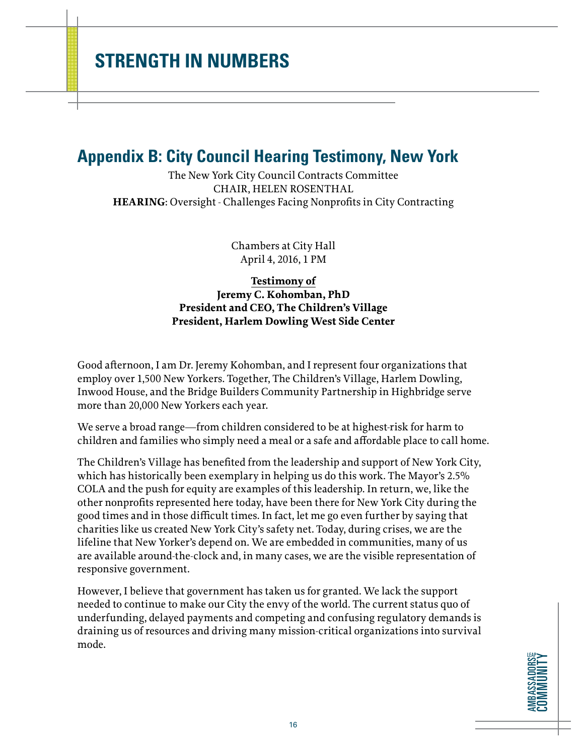# STRENGTH IN NUMBERS

## Appendix B: City Council Hearing Testimony, New York

The New York City Council Contracts Committee
CHAIR, HELEN ROSENTHAL
**HEARING**: Oversight - Challenges Facing Nonprofits in City Contracting

Chambers at City Hall
April 4, 2016, 1 PM

**Testimony of**
**Jeremy C. Kohomban, PhD**
**President and CEO, The Children's Village**
**President, Harlem Dowling West Side Center**

Good afternoon, I am Dr. Jeremy Kohomban, and I represent four organizations that employ over 1,500 New Yorkers. Together, The Children's Village, Harlem Dowling, Inwood House, and the Bridge Builders Community Partnership in Highbridge serve more than 20,000 New Yorkers each year.

We serve a broad range—from children considered to be at highest-risk for harm to children and families who simply need a meal or a safe and affordable place to call home.

The Children's Village has benefited from the leadership and support of New York City, which has historically been exemplary in helping us do this work. The Mayor's 2.5% COLA and the push for equity are examples of this leadership. In return, we, like the other nonprofits represented here today, have been there for New York City during the good times and in those difficult times. In fact, let me go even further by saying that charities like us created New York City's safety net. Today, during crises, we are the lifeline that New Yorker's depend on. We are embedded in communities, many of us are available around-the-clock and, in many cases, we are the visible representation of responsive government.

However, I believe that government has taken us for granted. We lack the support needed to continue to make our City the envy of the world. The current status quo of underfunding, delayed payments and competing and confusing regulatory demands is draining us of resources and driving many mission-critical organizations into survival mode.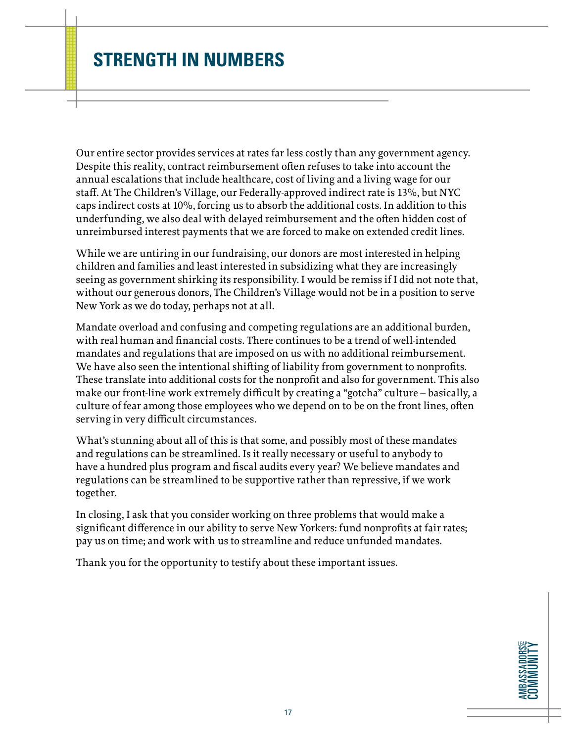## STRENGTH IN NUMBERS

Our entire sector provides services at rates far less costly than any government agency. Despite this reality, contract reimbursement often refuses to take into account the annual escalations that include healthcare, cost of living and a living wage for our staff. At The Children's Village, our Federally-approved indirect rate is 13%, but NYC caps indirect costs at 10%, forcing us to absorb the additional costs. In addition to this underfunding, we also deal with delayed reimbursement and the often hidden cost of unreimbursed interest payments that we are forced to make on extended credit lines.

While we are untiring in our fundraising, our donors are most interested in helping children and families and least interested in subsidizing what they are increasingly seeing as government shirking its responsibility. I would be remiss if I did not note that, without our generous donors, The Children's Village would not be in a position to serve New York as we do today, perhaps not at all.

Mandate overload and confusing and competing regulations are an additional burden, with real human and financial costs. There continues to be a trend of well-intended mandates and regulations that are imposed on us with no additional reimbursement. We have also seen the intentional shifting of liability from government to nonprofits. These translate into additional costs for the nonprofit and also for government. This also make our front-line work extremely difficult by creating a "gotcha" culture – basically, a culture of fear among those employees who we depend on to be on the front lines, often serving in very difficult circumstances.

What's stunning about all of this is that some, and possibly most of these mandates and regulations can be streamlined. Is it really necessary or useful to anybody to have a hundred plus program and fiscal audits every year? We believe mandates and regulations can be streamlined to be supportive rather than repressive, if we work together.

In closing, I ask that you consider working on three problems that would make a significant difference in our ability to serve New Yorkers: fund nonprofits at fair rates; pay us on time; and work with us to streamline and reduce unfunded mandates.

Thank you for the opportunity to testify about these important issues.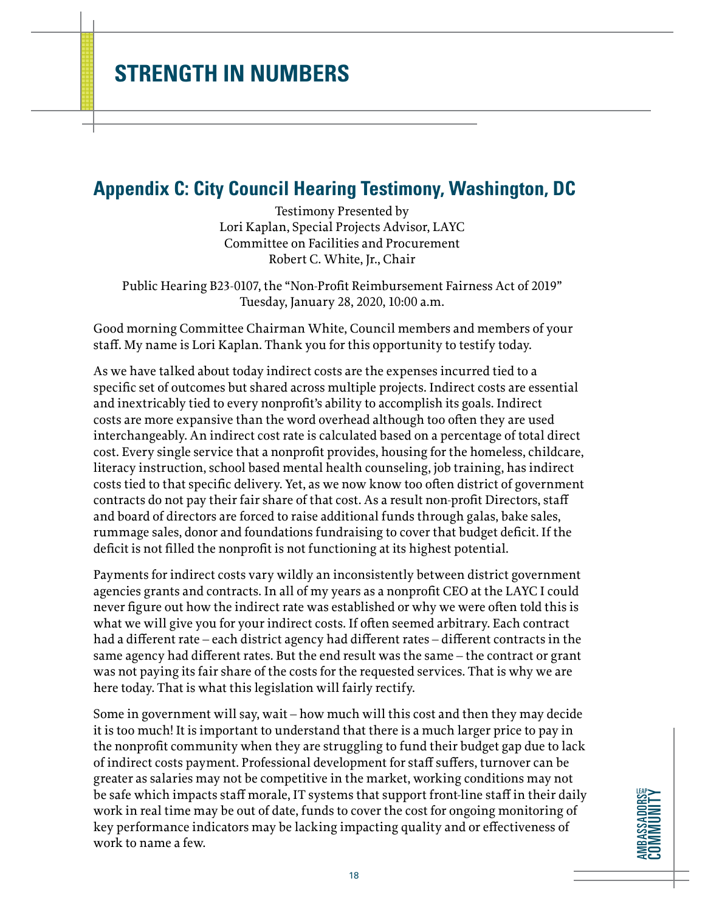## Appendix C: City Council Hearing Testimony, Washington, DC

Testimony Presented by
Lori Kaplan, Special Projects Advisor, LAYC
Committee on Facilities and Procurement
Robert C. White, Jr., Chair

Public Hearing B23-0107, the "Non-Profit Reimbursement Fairness Act of 2019"
Tuesday, January 28, 2020, 10:00 a.m.

Good morning Committee Chairman White, Council members and members of your staff. My name is Lori Kaplan. Thank you for this opportunity to testify today.

As we have talked about today indirect costs are the expenses incurred tied to a specific set of outcomes but shared across multiple projects. Indirect costs are essential and inextricably tied to every nonprofit's ability to accomplish its goals. Indirect costs are more expansive than the word overhead although too often they are used interchangeably. An indirect cost rate is calculated based on a percentage of total direct cost. Every single service that a nonprofit provides, housing for the homeless, childcare, literacy instruction, school based mental health counseling, job training, has indirect costs tied to that specific delivery. Yet, as we now know too often district of government contracts do not pay their fair share of that cost. As a result non-profit Directors, staff and board of directors are forced to raise additional funds through galas, bake sales, rummage sales, donor and foundations fundraising to cover that budget deficit. If the deficit is not filled the nonprofit is not functioning at its highest potential.

Payments for indirect costs vary wildly an inconsistently between district government agencies grants and contracts. In all of my years as a nonprofit CEO at the LAYC I could never figure out how the indirect rate was established or why we were often told this is what we will give you for your indirect costs. If often seemed arbitrary. Each contract had a different rate – each district agency had different rates – different contracts in the same agency had different rates. But the end result was the same – the contract or grant was not paying its fair share of the costs for the requested services. That is why we are here today. That is what this legislation will fairly rectify.

Some in government will say, wait – how much will this cost and then they may decide it is too much! It is important to understand that there is a much larger price to pay in the nonprofit community when they are struggling to fund their budget gap due to lack of indirect costs payment. Professional development for staff suffers, turnover can be greater as salaries may not be competitive in the market, working conditions may not be safe which impacts staff morale, IT systems that support front-line staff in their daily work in real time may be out of date, funds to cover the cost for ongoing monitoring of key performance indicators may be lacking impacting quality and or effectiveness of work to name a few.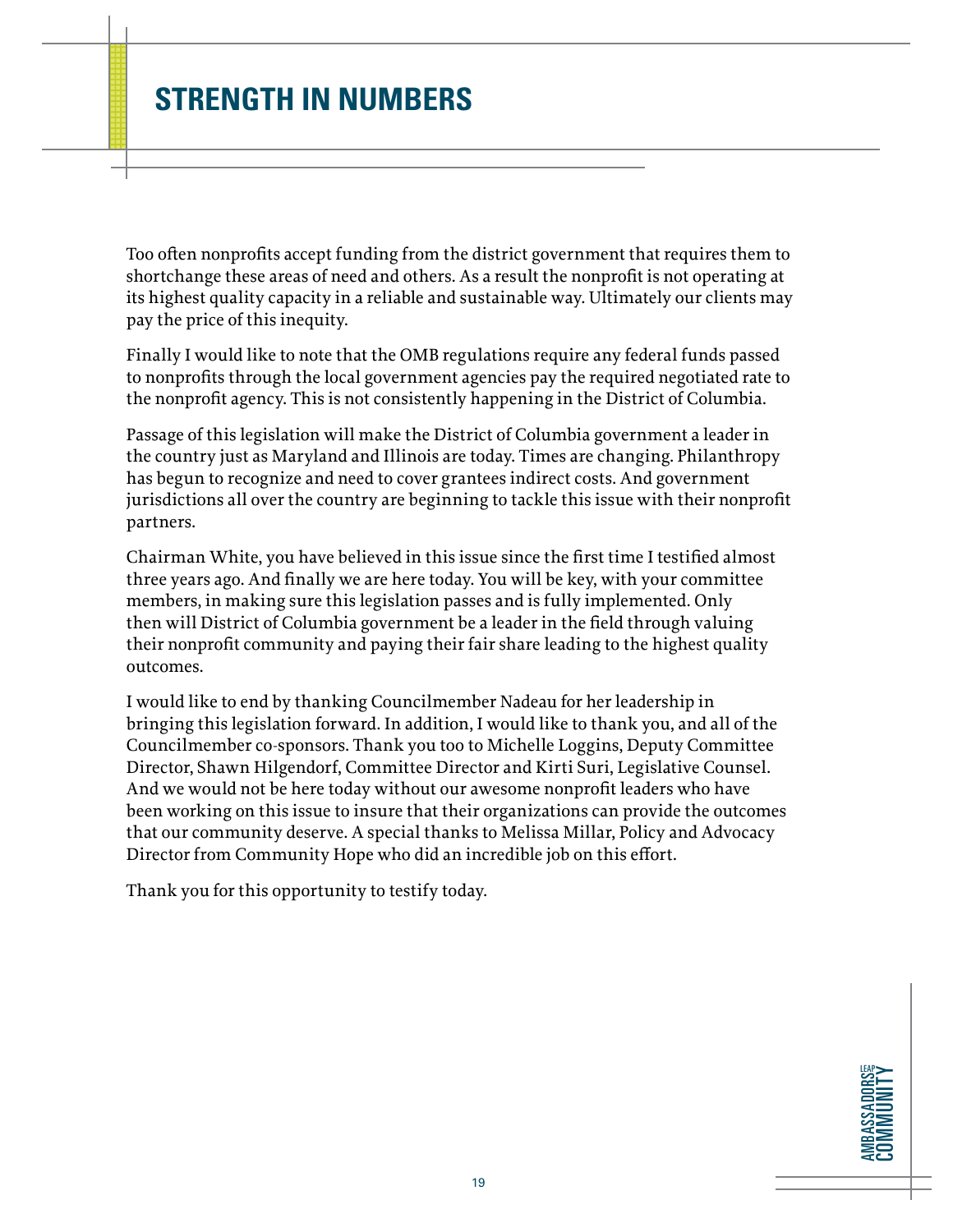## STRENGTH IN NUMBERS

Too often nonprofits accept funding from the district government that requires them to shortchange these areas of need and others. As a result the nonprofit is not operating at its highest quality capacity in a reliable and sustainable way. Ultimately our clients may pay the price of this inequity.

Finally I would like to note that the OMB regulations require any federal funds passed to nonprofits through the local government agencies pay the required negotiated rate to the nonprofit agency. This is not consistently happening in the District of Columbia.

Passage of this legislation will make the District of Columbia government a leader in the country just as Maryland and Illinois are today. Times are changing. Philanthropy has begun to recognize and need to cover grantees indirect costs. And government jurisdictions all over the country are beginning to tackle this issue with their nonprofit partners.

Chairman White, you have believed in this issue since the first time I testified almost three years ago. And finally we are here today. You will be key, with your committee members, in making sure this legislation passes and is fully implemented. Only then will District of Columbia government be a leader in the field through valuing their nonprofit community and paying their fair share leading to the highest quality outcomes.

I would like to end by thanking Councilmember Nadeau for her leadership in bringing this legislation forward. In addition, I would like to thank you, and all of the Councilmember co-sponsors. Thank you too to Michelle Loggins, Deputy Committee Director, Shawn Hilgendorf, Committee Director and Kirti Suri, Legislative Counsel. And we would not be here today without our awesome nonprofit leaders who have been working on this issue to insure that their organizations can provide the outcomes that our community deserve. A special thanks to Melissa Millar, Policy and Advocacy Director from Community Hope who did an incredible job on this effort.

Thank you for this opportunity to testify today.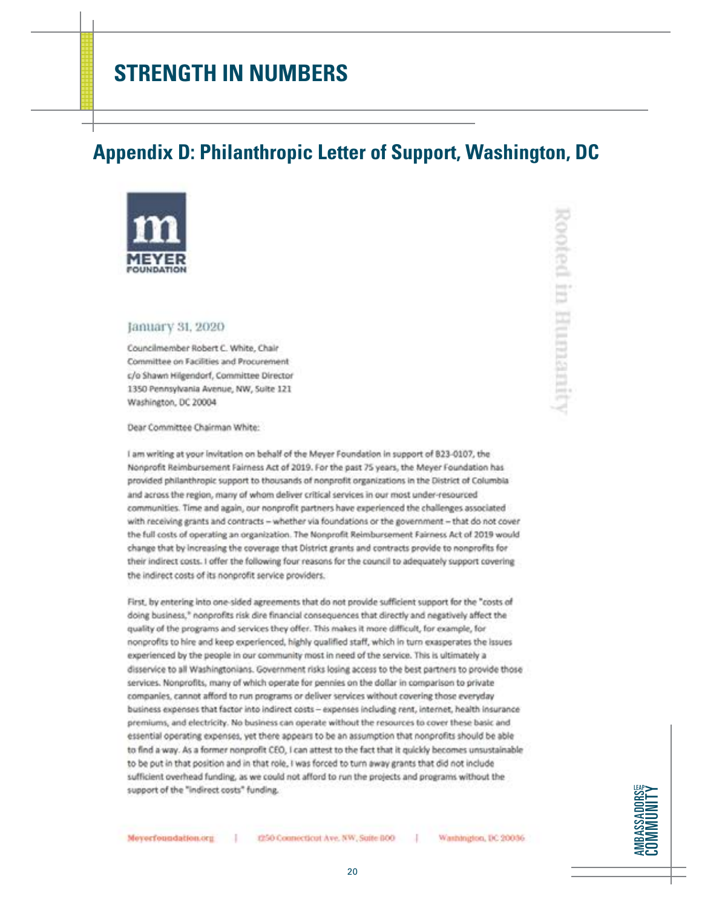## STRENGTH IN NUMBERS

## Appendix D: Philanthropic Letter of Support, Washington, DC

MEYER FOUNDATION

Rooted in Humanity

January 31, 2020

Councilmember Robert C. White, Chair
Committee on Facilities and Procurement
c/o Shawn Hilgendorf, Committee Director
1350 Pennsylvania Avenue, NW, Suite 121
Washington, DC 20004

Dear Committee Chairman White:

I am writing at your invitation on behalf of the Meyer Foundation in support of B23-0107, the Nonprofit Reimbursement Fairness Act of 2019. For the past 75 years, the Meyer Foundation has provided philanthropic support to thousands of nonprofit organizations in the District of Columbia and across the region, many of whom deliver critical services in our most under-resourced communities. Time and again, our nonprofit partners have experienced the challenges associated with receiving grants and contracts – whether via foundations or the government – that do not cover the full costs of operating an organization. The Nonprofit Reimbursement Fairness Act of 2019 would change that by increasing the coverage that District grants and contracts provide to nonprofits for their indirect costs. I offer the following four reasons for the council to adequately support covering the indirect costs of its nonprofit service providers.

First, by entering into one-sided agreements that do not provide sufficient support for the "costs of doing business," nonprofits risk dire financial consequences that directly and negatively affect the quality of the programs and services they offer. This makes it more difficult, for example, for nonprofits to hire and keep experienced, highly qualified staff, which in turn exasperates the issues experienced by the people in our community most in need of the service. This is ultimately a disservice to all Washingtonians. Government risks losing access to the best partners to provide those services. Nonprofits, many of which operate for pennies on the dollar in comparison to private companies, cannot afford to run programs or deliver services without covering those everyday business expenses that factor into indirect costs – expenses including rent, internet, health insurance premiums, and electricity. No business can operate without the resources to cover these basic and essential operating expenses, yet there appears to be an assumption that nonprofits should be able to find a way. As a former nonprofit CEO, I can attest to the fact that it quickly becomes unsustainable to be put in that position and in that role, I was forced to turn away grants that did not include sufficient overhead funding, as we could not afford to run the projects and programs without the support of the "indirect costs" funding.

Meyerfoundation.org | 1250 Connecticut Ave. NW, Suite 800 | Washington, DC 20036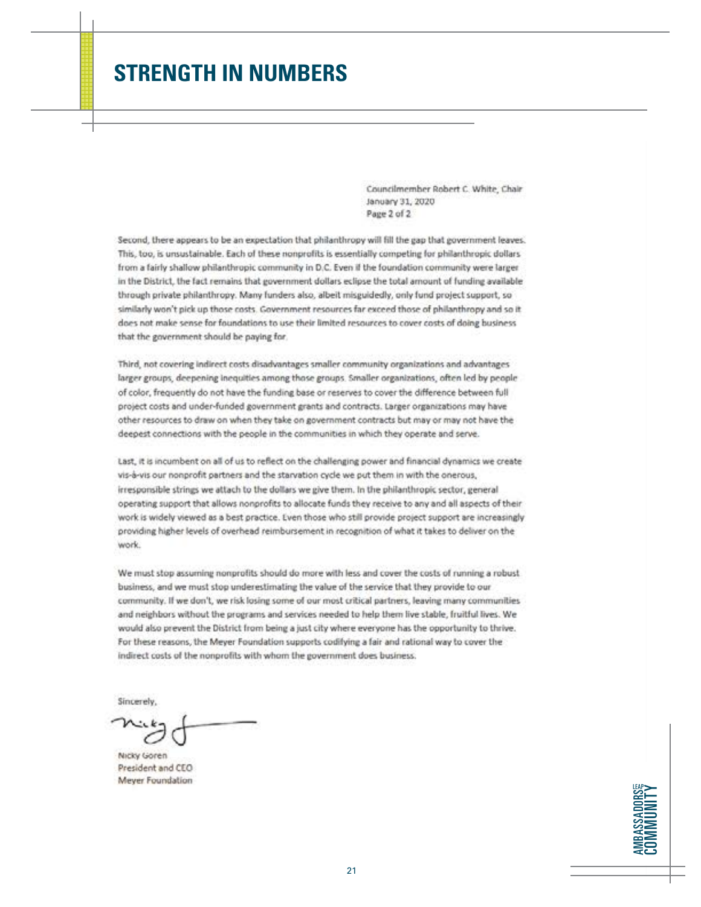## STRENGTH IN NUMBERS

Councilmember Robert C. White, Chair
January 31, 2020
Page 2 of 2

Second, there appears to be an expectation that philanthropy will fill the gap that government leaves. This, too, is unsustainable. Each of these nonprofits is essentially competing for philanthropic dollars from a fairly shallow philanthropic community in D.C. Even if the foundation community were larger in the District, the fact remains that government dollars eclipse the total amount of funding available through private philanthropy. Many funders also, albeit misguidedly, only fund project support, so similarly won't pick up those costs. Government resources far exceed those of philanthropy and so it does not make sense for foundations to use their limited resources to cover costs of doing business that the government should be paying for.

Third, not covering indirect costs disadvantages smaller community organizations and advantages larger groups, deepening inequities among those groups. Smaller organizations, often led by people of color, frequently do not have the funding base or reserves to cover the difference between full project costs and under-funded government grants and contracts. Larger organizations may have other resources to draw on when they take on government contracts but may or may not have the deepest connections with the people in the communities in which they operate and serve.

Last, it is incumbent on all of us to reflect on the challenging power and financial dynamics we create vis-à-vis our nonprofit partners and the starvation cycle we put them in with the onerous, irresponsible strings we attach to the dollars we give them. In the philanthropic sector, general operating support that allows nonprofits to allocate funds they receive to any and all aspects of their work is widely viewed as a best practice. Even those who still provide project support are increasingly providing higher levels of overhead reimbursement in recognition of what it takes to deliver on the work.

We must stop assuming nonprofits should do more with less and cover the costs of running a robust business, and we must stop underestimating the value of the service that they provide to our community. If we don't, we risk losing some of our most critical partners, leaving many communities and neighbors without the programs and services needed to help them live stable, fruitful lives. We would also prevent the District from being a just city where everyone has the opportunity to thrive. For these reasons, the Meyer Foundation supports codifying a fair and rational way to cover the indirect costs of the nonprofits with whom the government does business.

Sincerely,

Nicky Goren
President and CEO
Meyer Foundation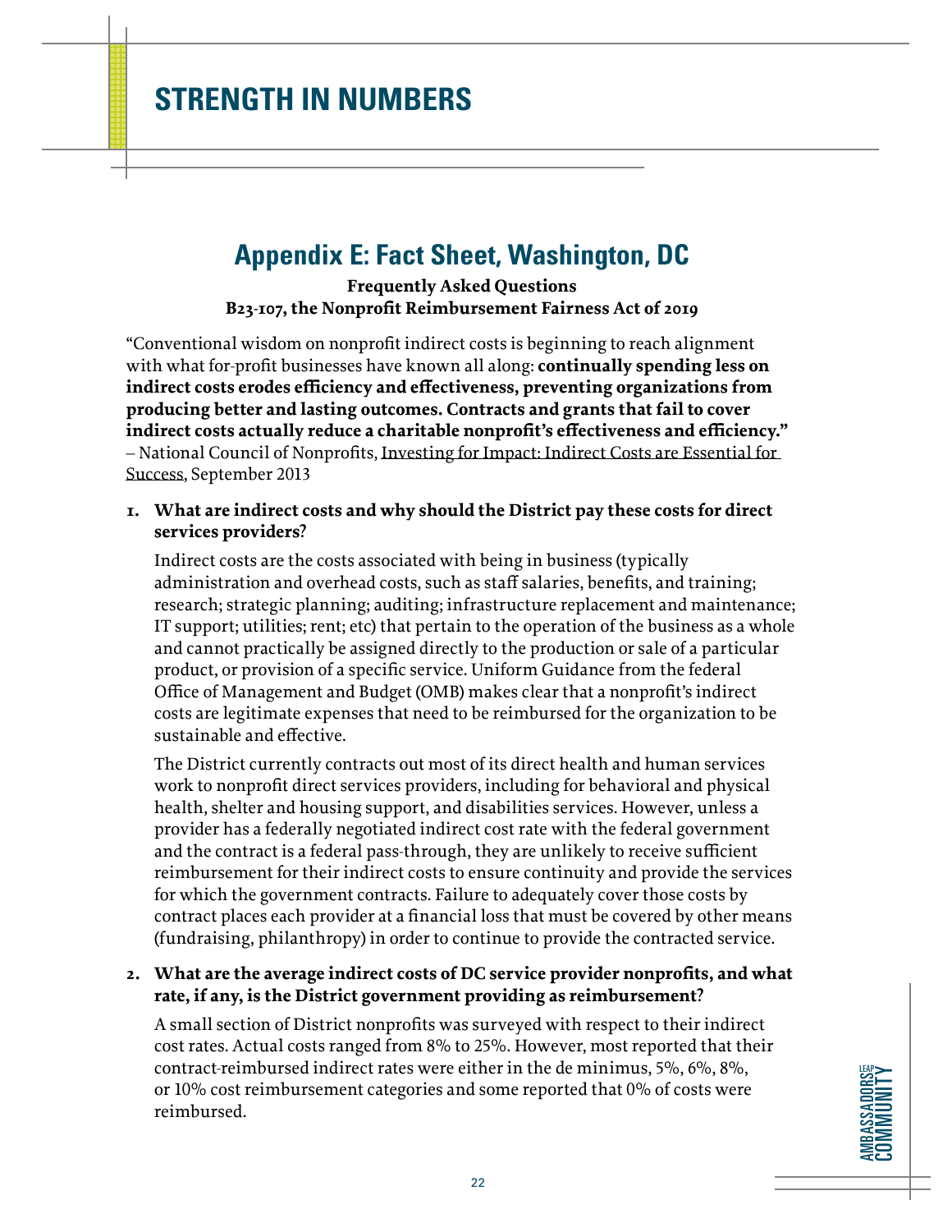## Appendix E: Fact Sheet, Washington, DC

**Frequently Asked Questions**
**B23-107, the Nonprofit Reimbursement Fairness Act of 2019**

"Conventional wisdom on nonprofit indirect costs is beginning to reach alignment with what for-profit businesses have known all along: **continually spending less on indirect costs erodes efficiency and effectiveness, preventing organizations from producing better and lasting outcomes. Contracts and grants that fail to cover indirect costs actually reduce a charitable nonprofit's effectiveness and efficiency."**
– National Council of Nonprofits, Investing for Impact: Indirect Costs are Essential for Success, September 2013

1. **What are indirect costs and why should the District pay these costs for direct services providers?**

   Indirect costs are the costs associated with being in business (typically administration and overhead costs, such as staff salaries, benefits, and training; research; strategic planning; auditing; infrastructure replacement and maintenance; IT support; utilities; rent; etc) that pertain to the operation of the business as a whole and cannot practically be assigned directly to the production or sale of a particular product, or provision of a specific service. Uniform Guidance from the federal Office of Management and Budget (OMB) makes clear that a nonprofit's indirect costs are legitimate expenses that need to be reimbursed for the organization to be sustainable and effective.

   The District currently contracts out most of its direct health and human services work to nonprofit direct services providers, including for behavioral and physical health, shelter and housing support, and disabilities services. However, unless a provider has a federally negotiated indirect cost rate with the federal government and the contract is a federal pass-through, they are unlikely to receive sufficient reimbursement for their indirect costs to ensure continuity and provide the services for which the government contracts. Failure to adequately cover those costs by contract places each provider at a financial loss that must be covered by other means (fundraising, philanthropy) in order to continue to provide the contracted service.

2. **What are the average indirect costs of DC service provider nonprofits, and what rate, if any, is the District government providing as reimbursement?**

   A small section of District nonprofits was surveyed with respect to their indirect cost rates. Actual costs ranged from 8% to 25%. However, most reported that their contract-reimbursed indirect rates were either in the de minimus, 5%, 6%, 8%, or 10% cost reimbursement categories and some reported that 0% of costs were reimbursed.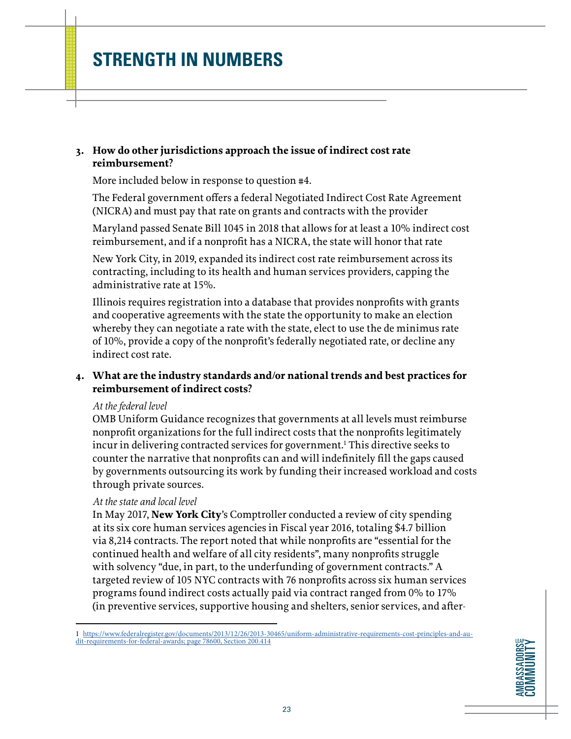3. **How do other jurisdictions approach the issue of indirect cost rate reimbursement?**

   More included below in response to question #4.

   The Federal government offers a federal Negotiated Indirect Cost Rate Agreement (NICRA) and must pay that rate on grants and contracts with the provider

   Maryland passed Senate Bill 1045 in 2018 that allows for at least a 10% indirect cost reimbursement, and if a nonprofit has a NICRA, the state will honor that rate

   New York City, in 2019, expanded its indirect cost rate reimbursement across its contracting, including to its health and human services providers, capping the administrative rate at 15%.

   Illinois requires registration into a database that provides nonprofits with grants and cooperative agreements with the state the opportunity to make an election whereby they can negotiate a rate with the state, elect to use the de minimus rate of 10%, provide a copy of the nonprofit's federally negotiated rate, or decline any indirect cost rate.

4. **What are the industry standards and/or national trends and best practices for reimbursement of indirect costs?**

   *At the federal level*
   OMB Uniform Guidance recognizes that governments at all levels must reimburse nonprofit organizations for the full indirect costs that the nonprofits legitimately incur in delivering contracted services for government.[1] This directive seeks to counter the narrative that nonprofits can and will indefinitely fill the gaps caused by governments outsourcing its work by funding their increased workload and costs through private sources.

   *At the state and local level*
   In May 2017, **New York City**'s Comptroller conducted a review of city spending at its six core human services agencies in Fiscal year 2016, totaling $4.7 billion via 8,214 contracts. The report noted that while nonprofits are "essential for the continued health and welfare of all city residents", many nonprofits struggle with solvency "due, in part, to the underfunding of government contracts." A targeted review of 105 NYC contracts with 76 nonprofits across six human services programs found indirect costs actually paid via contract ranged from 0% to 17% (in preventive services, supportive housing and shelters, senior services, and after-

---

1 https://www.federalregister.gov/documents/2013/12/26/2013-30465/uniform-administrative-requirements-cost-principles-and-audit-requirements-for-federal-awards; page 78600, Section 200.414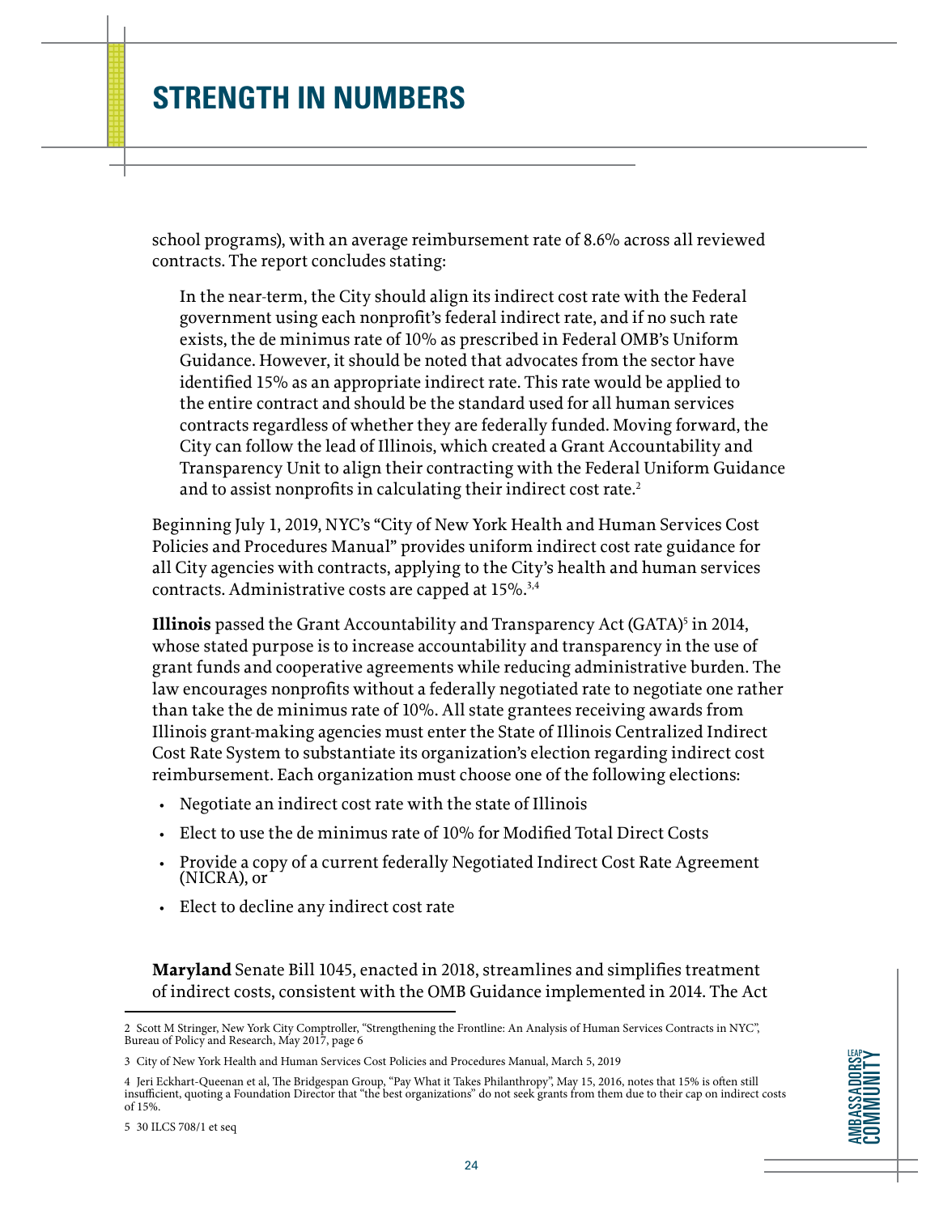school programs), with an average reimbursement rate of 8.6% across all reviewed contracts. The report concludes stating:

> In the near-term, the City should align its indirect cost rate with the Federal government using each nonprofit's federal indirect rate, and if no such rate exists, the de minimus rate of 10% as prescribed in Federal OMB's Uniform Guidance. However, it should be noted that advocates from the sector have identified 15% as an appropriate indirect rate. This rate would be applied to the entire contract and should be the standard used for all human services contracts regardless of whether they are federally funded. Moving forward, the City can follow the lead of Illinois, which created a Grant Accountability and Transparency Unit to align their contracting with the Federal Uniform Guidance and to assist nonprofits in calculating their indirect cost rate.[2]

Beginning July 1, 2019, NYC's "City of New York Health and Human Services Cost Policies and Procedures Manual" provides uniform indirect cost rate guidance for all City agencies with contracts, applying to the City's health and human services contracts. Administrative costs are capped at 15%.[3,4]

**Illinois** passed the Grant Accountability and Transparency Act (GATA)[5] in 2014, whose stated purpose is to increase accountability and transparency in the use of grant funds and cooperative agreements while reducing administrative burden. The law encourages nonprofits without a federally negotiated rate to negotiate one rather than take the de minimus rate of 10%. All state grantees receiving awards from Illinois grant-making agencies must enter the State of Illinois Centralized Indirect Cost Rate System to substantiate its organization's election regarding indirect cost reimbursement. Each organization must choose one of the following elections:

- Negotiate an indirect cost rate with the state of Illinois
- Elect to use the de minimus rate of 10% for Modified Total Direct Costs
- Provide a copy of a current federally Negotiated Indirect Cost Rate Agreement (NICRA), or
- Elect to decline any indirect cost rate

**Maryland** Senate Bill 1045, enacted in 2018, streamlines and simplifies treatment of indirect costs, consistent with the OMB Guidance implemented in 2014. The Act

---

2 Scott M Stringer, New York City Comptroller, "Strengthening the Frontline: An Analysis of Human Services Contracts in NYC", Bureau of Policy and Research, May 2017, page 6

3 City of New York Health and Human Services Cost Policies and Procedures Manual, March 5, 2019

4 Jeri Eckhart-Queenan et al, The Bridgespan Group, "Pay What it Takes Philanthropy", May 15, 2016, notes that 15% is often still insufficient, quoting a Foundation Director that "the best organizations" do not seek grants from them due to their cap on indirect costs of 15%.

5 30 ILCS 708/1 et seq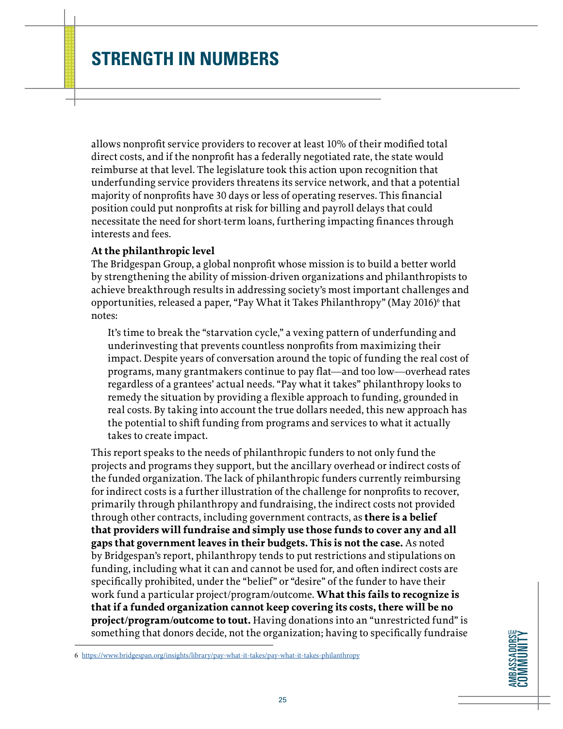allows nonprofit service providers to recover at least 10% of their modified total direct costs, and if the nonprofit has a federally negotiated rate, the state would reimburse at that level. The legislature took this action upon recognition that underfunding service providers threatens its service network, and that a potential majority of nonprofits have 30 days or less of operating reserves. This financial position could put nonprofits at risk for billing and payroll delays that could necessitate the need for short-term loans, furthering impacting finances through interests and fees.

**At the philanthropic level**

The Bridgespan Group, a global nonprofit whose mission is to build a better world by strengthening the ability of mission-driven organizations and philanthropists to achieve breakthrough results in addressing society's most important challenges and opportunities, released a paper, "Pay What it Takes Philanthropy" (May 2016)[6] that notes:

> It's time to break the "starvation cycle," a vexing pattern of underfunding and underinvesting that prevents countless nonprofits from maximizing their impact. Despite years of conversation around the topic of funding the real cost of programs, many grantmakers continue to pay flat—and too low—overhead rates regardless of a grantees' actual needs. "Pay what it takes" philanthropy looks to remedy the situation by providing a flexible approach to funding, grounded in real costs. By taking into account the true dollars needed, this new approach has the potential to shift funding from programs and services to what it actually takes to create impact.

This report speaks to the needs of philanthropic funders to not only fund the projects and programs they support, but the ancillary overhead or indirect costs of the funded organization. The lack of philanthropic funders currently reimbursing for indirect costs is a further illustration of the challenge for nonprofits to recover, primarily through philanthropy and fundraising, the indirect costs not provided through other contracts, including government contracts, as **there is a belief that providers will fundraise and simply use those funds to cover any and all gaps that government leaves in their budgets. This is not the case.** As noted by Bridgespan's report, philanthropy tends to put restrictions and stipulations on funding, including what it can and cannot be used for, and often indirect costs are specifically prohibited, under the "belief" or "desire" of the funder to have their work fund a particular project/program/outcome. **What this fails to recognize is that if a funded organization cannot keep covering its costs, there will be no project/program/outcome to tout.** Having donations into an "unrestricted fund" is something that donors decide, not the organization; having to specifically fundraise

6 https://www.bridgespan.org/insights/library/pay-what-it-takes/pay-what-it-takes-philanthropy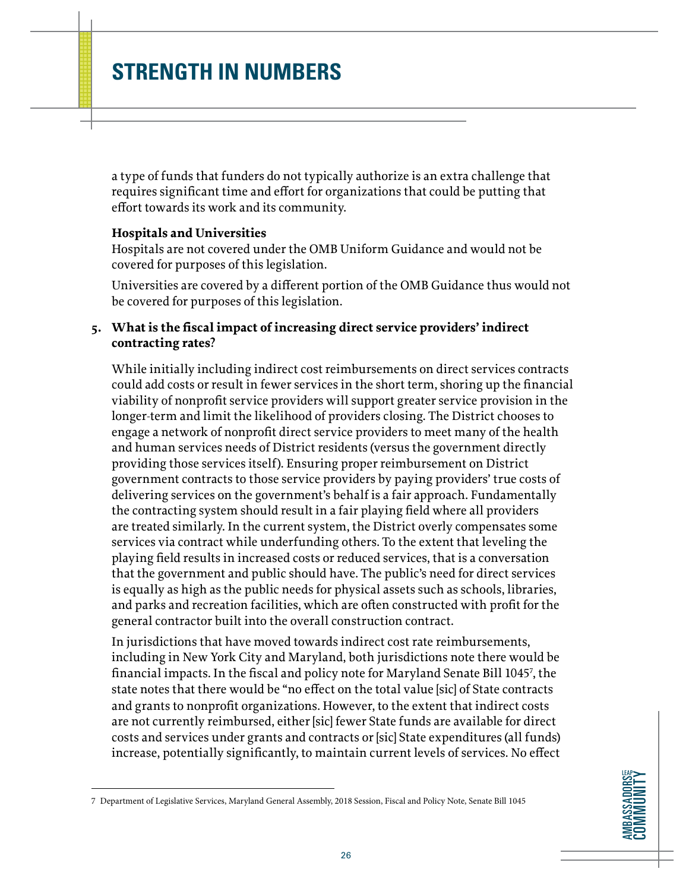a type of funds that funders do not typically authorize is an extra challenge that requires significant time and effort for organizations that could be putting that effort towards its work and its community.

**Hospitals and Universities**

Hospitals are not covered under the OMB Uniform Guidance and would not be covered for purposes of this legislation.

Universities are covered by a different portion of the OMB Guidance thus would not be covered for purposes of this legislation.

5. **What is the fiscal impact of increasing direct service providers' indirect contracting rates?**

   While initially including indirect cost reimbursements on direct services contracts could add costs or result in fewer services in the short term, shoring up the financial viability of nonprofit service providers will support greater service provision in the longer-term and limit the likelihood of providers closing. The District chooses to engage a network of nonprofit direct service providers to meet many of the health and human services needs of District residents (versus the government directly providing those services itself). Ensuring proper reimbursement on District government contracts to those service providers by paying providers' true costs of delivering services on the government's behalf is a fair approach. Fundamentally the contracting system should result in a fair playing field where all providers are treated similarly. In the current system, the District overly compensates some services via contract while underfunding others. To the extent that leveling the playing field results in increased costs or reduced services, that is a conversation that the government and public should have. The public's need for direct services is equally as high as the public needs for physical assets such as schools, libraries, and parks and recreation facilities, which are often constructed with profit for the general contractor built into the overall construction contract.

   In jurisdictions that have moved towards indirect cost rate reimbursements, including in New York City and Maryland, both jurisdictions note there would be financial impacts. In the fiscal and policy note for Maryland Senate Bill 1045[7], the state notes that there would be "no effect on the total value [sic] of State contracts and grants to nonprofit organizations. However, to the extent that indirect costs are not currently reimbursed, either [sic] fewer State funds are available for direct costs and services under grants and contracts or [sic] State expenditures (all funds) increase, potentially significantly, to maintain current levels of services. No effect

---

7 Department of Legislative Services, Maryland General Assembly, 2018 Session, Fiscal and Policy Note, Senate Bill 1045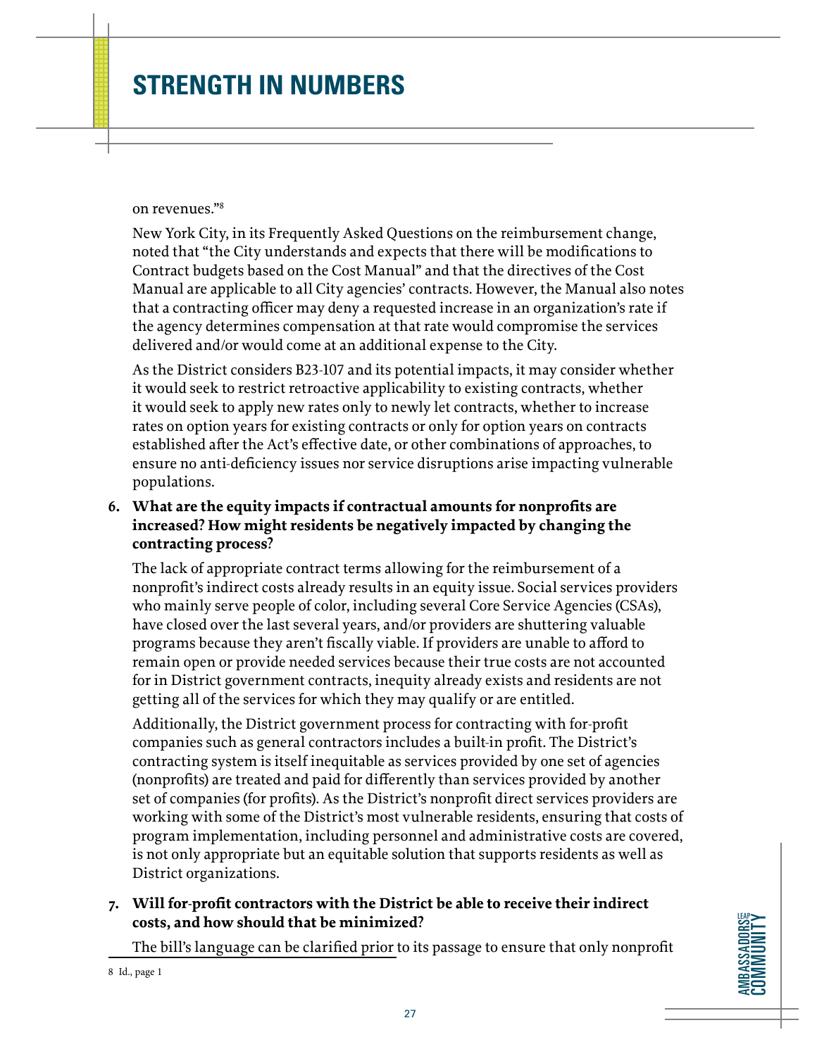on revenues."[8]

New York City, in its Frequently Asked Questions on the reimbursement change, noted that "the City understands and expects that there will be modifications to Contract budgets based on the Cost Manual" and that the directives of the Cost Manual are applicable to all City agencies' contracts. However, the Manual also notes that a contracting officer may deny a requested increase in an organization's rate if the agency determines compensation at that rate would compromise the services delivered and/or would come at an additional expense to the City.

As the District considers B23-107 and its potential impacts, it may consider whether it would seek to restrict retroactive applicability to existing contracts, whether it would seek to apply new rates only to newly let contracts, whether to increase rates on option years for existing contracts or only for option years on contracts established after the Act's effective date, or other combinations of approaches, to ensure no anti-deficiency issues nor service disruptions arise impacting vulnerable populations.

6. **What are the equity impacts if contractual amounts for nonprofits are increased? How might residents be negatively impacted by changing the contracting process?**

   The lack of appropriate contract terms allowing for the reimbursement of a nonprofit's indirect costs already results in an equity issue. Social services providers who mainly serve people of color, including several Core Service Agencies (CSAs), have closed over the last several years, and/or providers are shuttering valuable programs because they aren't fiscally viable. If providers are unable to afford to remain open or provide needed services because their true costs are not accounted for in District government contracts, inequity already exists and residents are not getting all of the services for which they may qualify or are entitled.

   Additionally, the District government process for contracting with for-profit companies such as general contractors includes a built-in profit. The District's contracting system is itself inequitable as services provided by one set of agencies (nonprofits) are treated and paid for differently than services provided by another set of companies (for profits). As the District's nonprofit direct services providers are working with some of the District's most vulnerable residents, ensuring that costs of program implementation, including personnel and administrative costs are covered, is not only appropriate but an equitable solution that supports residents as well as District organizations.

7. **Will for-profit contractors with the District be able to receive their indirect costs, and how should that be minimized?**

   The bill's language can be clarified prior to its passage to ensure that only nonprofit

8 Id., page 1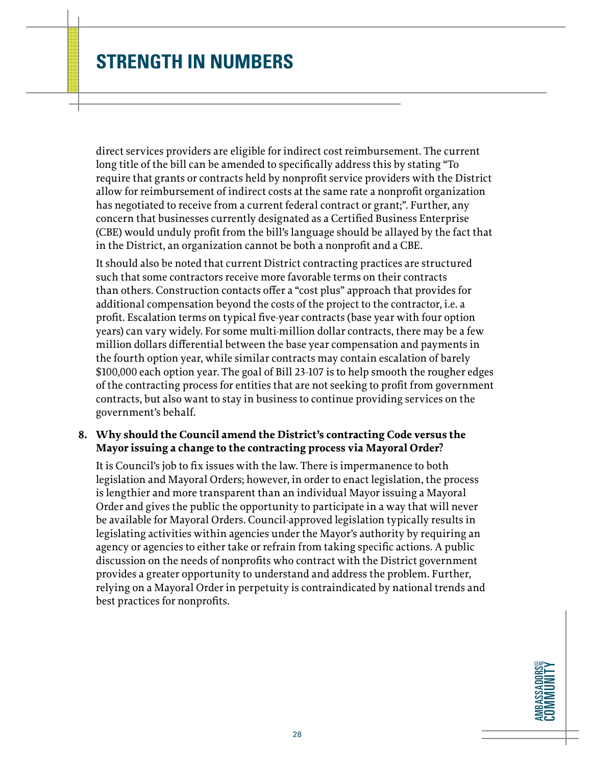direct services providers are eligible for indirect cost reimbursement. The current long title of the bill can be amended to specifically address this by stating "To require that grants or contracts held by nonprofit service providers with the District allow for reimbursement of indirect costs at the same rate a nonprofit organization has negotiated to receive from a current federal contract or grant;". Further, any concern that businesses currently designated as a Certified Business Enterprise (CBE) would unduly profit from the bill's language should be allayed by the fact that in the District, an organization cannot be both a nonprofit and a CBE.

It should also be noted that current District contracting practices are structured such that some contractors receive more favorable terms on their contracts than others. Construction contacts offer a "cost plus" approach that provides for additional compensation beyond the costs of the project to the contractor, i.e. a profit. Escalation terms on typical five-year contracts (base year with four option years) can vary widely. For some multi-million dollar contracts, there may be a few million dollars differential between the base year compensation and payments in the fourth option year, while similar contracts may contain escalation of barely $100,000 each option year. The goal of Bill 23-107 is to help smooth the rougher edges of the contracting process for entities that are not seeking to profit from government contracts, but also want to stay in business to continue providing services on the government's behalf.

**8. Why should the Council amend the District's contracting Code versus the Mayor issuing a change to the contracting process via Mayoral Order?**

It is Council's job to fix issues with the law. There is impermanence to both legislation and Mayoral Orders; however, in order to enact legislation, the process is lengthier and more transparent than an individual Mayor issuing a Mayoral Order and gives the public the opportunity to participate in a way that will never be available for Mayoral Orders. Council-approved legislation typically results in legislating activities within agencies under the Mayor's authority by requiring an agency or agencies to either take or refrain from taking specific actions. A public discussion on the needs of nonprofits who contract with the District government provides a greater opportunity to understand and address the problem. Further, relying on a Mayoral Order in perpetuity is contraindicated by national trends and best practices for nonprofits.